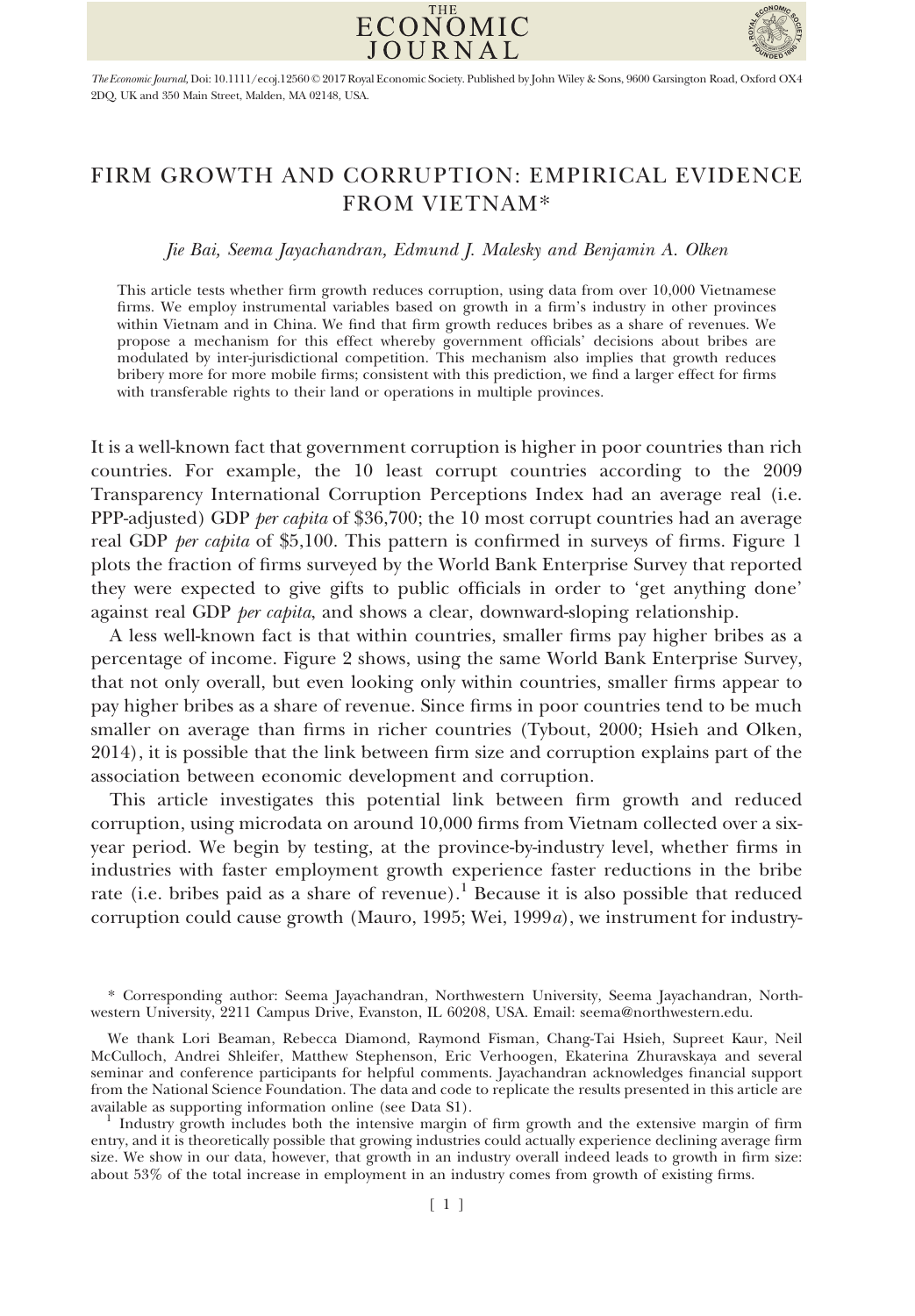# FIRM GROWTH AND CORRUPTION: EMPIRICAL EVIDENCE FROM VIETNAM*

*Jie Bai, Seema Jayachandran, Edmund J. Malesky and Benjamin A. Olken*

This article tests whether firm growth reduces corruption, using data from over 10,000 Vietnamese firms. We employ instrumental variables based on growth in a firm's industry in other provinces within Vietnam and in China. We find that firm growth reduces bribes as a share of revenues. We propose a mechanism for this effect whereby government officials' decisions about bribes are modulated by inter-jurisdictional competition. This mechanism also implies that growth reduces bribery more for more mobile firms; consistent with this prediction, we find a larger effect for firms with transferable rights to their land or operations in multiple provinces.

It is a well-known fact that government corruption is higher in poor countries than rich countries. For example, the 10 least corrupt countries according to the 2009 Transparency International Corruption Perceptions Index had an average real (i.e. PPP-adjusted) GDP *per capita* of \$36,700; the 10 most corrupt countries had an average real GDP *per capita* of \$5,100. This pattern is confirmed in surveys of firms. Figure 1 plots the fraction of firms surveyed by the World Bank Enterprise Survey that reported they were expected to give gifts to public officials in order to 'get anything done' against real GDP *per capita*, and shows a clear, downward-sloping relationship.

A less well-known fact is that within countries, smaller firms pay higher bribes as a percentage of income. Figure 2 shows, using the same World Bank Enterprise Survey, that not only overall, but even looking only within countries, smaller firms appear to pay higher bribes as a share of revenue. Since firms in poor countries tend to be much smaller on average than firms in richer countries (Tybout, 2000; Hsieh and Olken, 2014), it is possible that the link between firm size and corruption explains part of the association between economic development and corruption.

This article investigates this potential link between firm growth and reduced corruption, using microdata on around 10,000 firms from Vietnam collected over a six-year period. We begin by testing, at the province-by-industry level, whether firms in industries with faster employment growth experience faster reductions in the bribe rate (i.e. bribes paid as a share of revenue).[1] Because it is also possible that reduced corruption could cause growth (Mauro, 1995; Wei, 1999*a*), we instrument for industry-

---

\* Corresponding author: Seema Jayachandran, Northwestern University, Seema Jayachandran, Northwestern University, 2211 Campus Drive, Evanston, IL 60208, USA. Email: seema@northwestern.edu.

We thank Lori Beaman, Rebecca Diamond, Raymond Fisman, Chang-Tai Hsieh, Supreet Kaur, Neil McCulloch, Andrei Shleifer, Matthew Stephenson, Eric Verhoogen, Ekaterina Zhuravskaya and several seminar and conference participants for helpful comments. Jayachandran acknowledges financial support from the National Science Foundation. The data and code to replicate the results presented in this article are available as supporting information online (see Data S1).

[1] Industry growth includes both the intensive margin of firm growth and the extensive margin of firm entry, and it is theoretically possible that growing industries could actually experience declining average firm size. We show in our data, however, that growth in an industry overall indeed leads to growth in firm size: about 53% of the total increase in employment in an industry comes from growth of existing firms.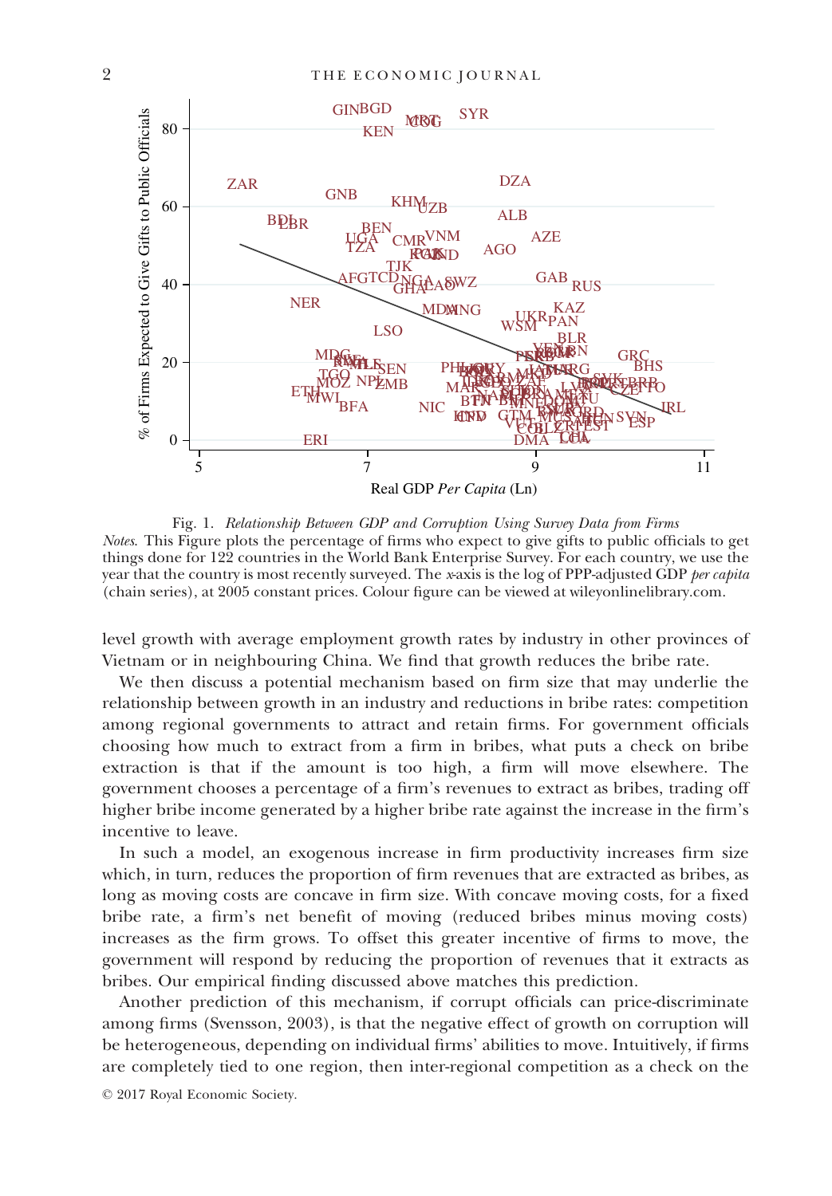Fig. 1. *Relationship Between GDP and Corruption Using Survey Data from Firms*
*Notes.* This Figure plots the percentage of firms who expect to give gifts to public officials to get things done for 122 countries in the World Bank Enterprise Survey. For each country, we use the year that the country is most recently surveyed. The *x*-axis is the log of PPP-adjusted GDP *per capita* (chain series), at 2005 constant prices. Colour figure can be viewed at wileyonlinelibrary.com.

level growth with average employment growth rates by industry in other provinces of Vietnam or in neighbouring China. We find that growth reduces the bribe rate.

We then discuss a potential mechanism based on firm size that may underlie the relationship between growth in an industry and reductions in bribe rates: competition among regional governments to attract and retain firms. For government officials choosing how much to extract from a firm in bribes, what puts a check on bribe extraction is that if the amount is too high, a firm will move elsewhere. The government chooses a percentage of a firm's revenues to extract as bribes, trading off higher bribe income generated by a higher bribe rate against the increase in the firm's incentive to leave.

In such a model, an exogenous increase in firm productivity increases firm size which, in turn, reduces the proportion of firm revenues that are extracted as bribes, as long as moving costs are concave in firm size. With concave moving costs, for a fixed bribe rate, a firm's net benefit of moving (reduced bribes minus moving costs) increases as the firm grows. To offset this greater incentive of firms to move, the government will respond by reducing the proportion of revenues that it extracts as bribes. Our empirical finding discussed above matches this prediction.

Another prediction of this mechanism, if corrupt officials can price-discriminate among firms (Svensson, 2003), is that the negative effect of growth on corruption will be heterogeneous, depending on individual firms' abilities to move. Intuitively, if firms are completely tied to one region, then inter-regional competition as a check on the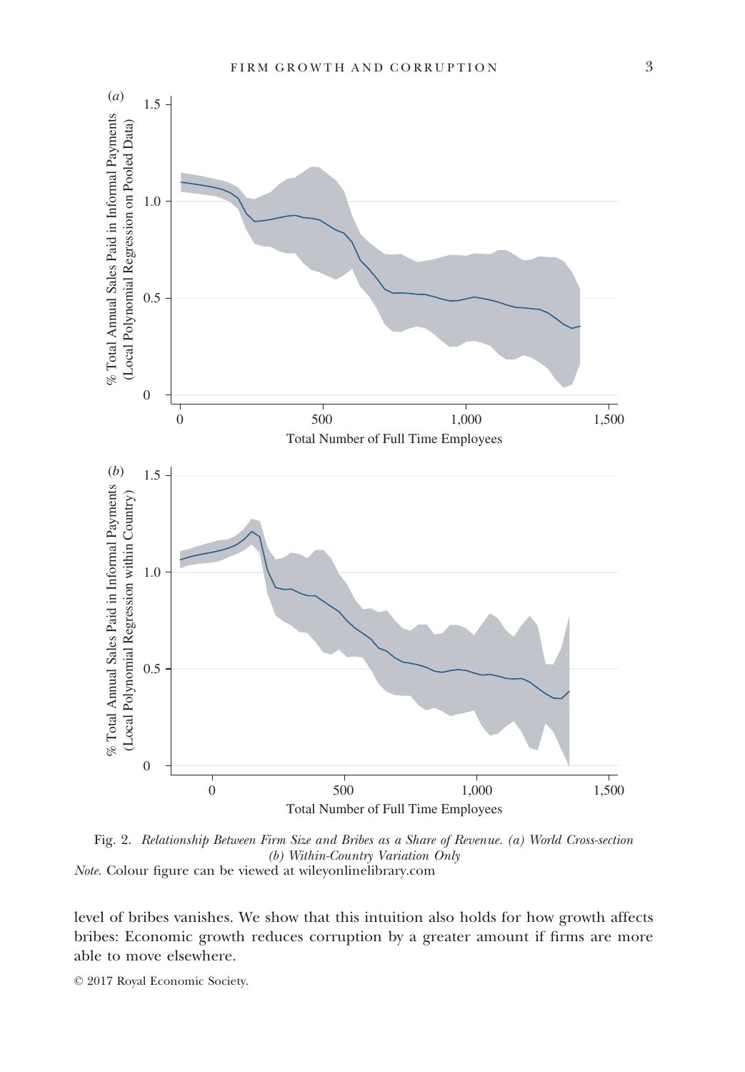Fig. 2. *Relationship Between Firm Size and Bribes as a Share of Revenue. (a) World Cross-section (b) Within-Country Variation Only*

*Note*. Colour figure can be viewed at wileyonlinelibrary.com

level of bribes vanishes. We show that this intuition also holds for how growth affects bribes: Economic growth reduces corruption by a greater amount if firms are more able to move elsewhere.

© 2017 Royal Economic Society.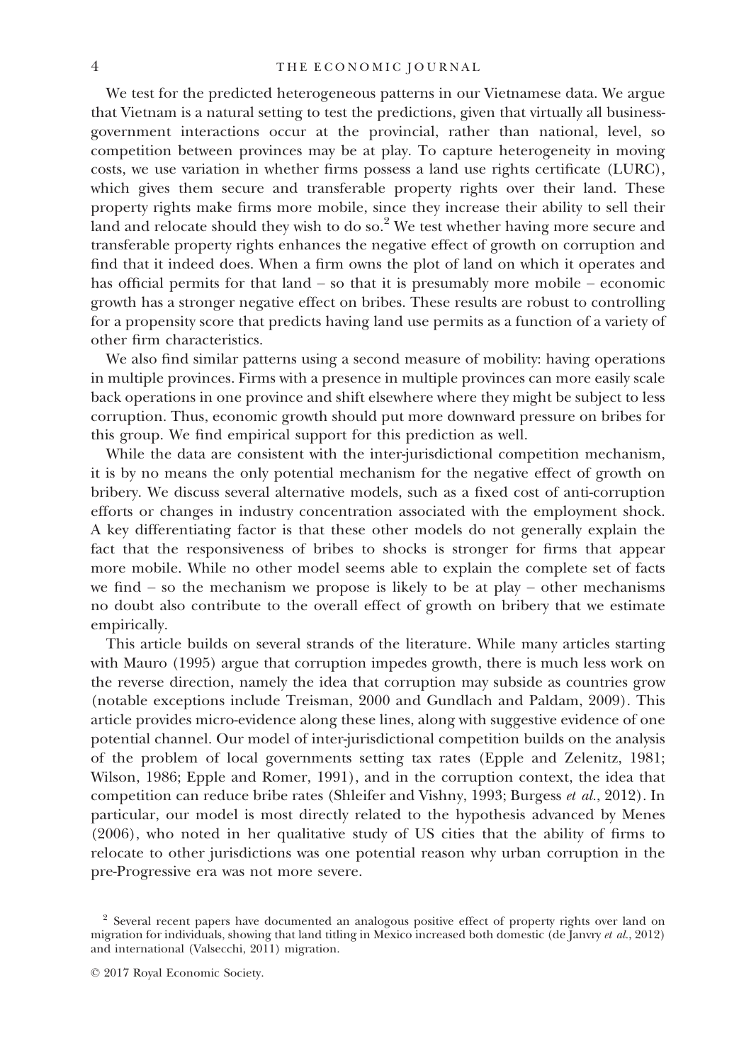We test for the predicted heterogeneous patterns in our Vietnamese data. We argue that Vietnam is a natural setting to test the predictions, given that virtually all business-government interactions occur at the provincial, rather than national, level, so competition between provinces may be at play. To capture heterogeneity in moving costs, we use variation in whether firms possess a land use rights certificate (LURC), which gives them secure and transferable property rights over their land. These property rights make firms more mobile, since they increase their ability to sell their land and relocate should they wish to do so.[2] We test whether having more secure and transferable property rights enhances the negative effect of growth on corruption and find that it indeed does. When a firm owns the plot of land on which it operates and has official permits for that land – so that it is presumably more mobile – economic growth has a stronger negative effect on bribes. These results are robust to controlling for a propensity score that predicts having land use permits as a function of a variety of other firm characteristics.

We also find similar patterns using a second measure of mobility: having operations in multiple provinces. Firms with a presence in multiple provinces can more easily scale back operations in one province and shift elsewhere where they might be subject to less corruption. Thus, economic growth should put more downward pressure on bribes for this group. We find empirical support for this prediction as well.

While the data are consistent with the inter-jurisdictional competition mechanism, it is by no means the only potential mechanism for the negative effect of growth on bribery. We discuss several alternative models, such as a fixed cost of anti-corruption efforts or changes in industry concentration associated with the employment shock. A key differentiating factor is that these other models do not generally explain the fact that the responsiveness of bribes to shocks is stronger for firms that appear more mobile. While no other model seems able to explain the complete set of facts we find – so the mechanism we propose is likely to be at play – other mechanisms no doubt also contribute to the overall effect of growth on bribery that we estimate empirically.

This article builds on several strands of the literature. While many articles starting with Mauro (1995) argue that corruption impedes growth, there is much less work on the reverse direction, namely the idea that corruption may subside as countries grow (notable exceptions include Treisman, 2000 and Gundlach and Paldam, 2009). This article provides micro-evidence along these lines, along with suggestive evidence of one potential channel. Our model of inter-jurisdictional competition builds on the analysis of the problem of local governments setting tax rates (Epple and Zelenitz, 1981; Wilson, 1986; Epple and Romer, 1991), and in the corruption context, the idea that competition can reduce bribe rates (Shleifer and Vishny, 1993; Burgess *et al.*, 2012). In particular, our model is most directly related to the hypothesis advanced by Menes (2006), who noted in her qualitative study of US cities that the ability of firms to relocate to other jurisdictions was one potential reason why urban corruption in the pre-Progressive era was not more severe.

[2] Several recent papers have documented an analogous positive effect of property rights over land on migration for individuals, showing that land titling in Mexico increased both domestic (de Janvry *et al.*, 2012) and international (Valsecchi, 2011) migration.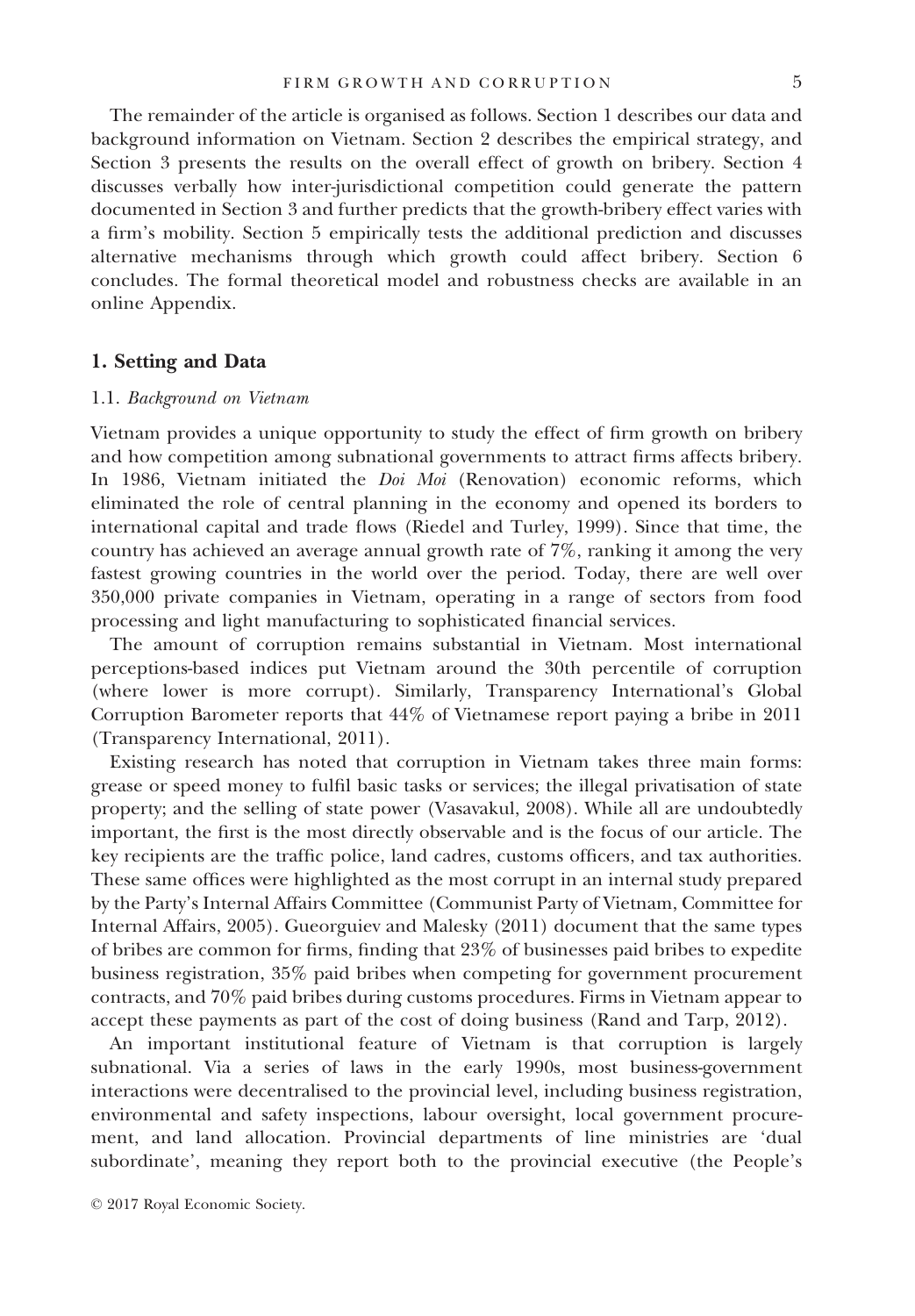The remainder of the article is organised as follows. Section 1 describes our data and background information on Vietnam. Section 2 describes the empirical strategy, and Section 3 presents the results on the overall effect of growth on bribery. Section 4 discusses verbally how inter-jurisdictional competition could generate the pattern documented in Section 3 and further predicts that the growth-bribery effect varies with a firm's mobility. Section 5 empirically tests the additional prediction and discusses alternative mechanisms through which growth could affect bribery. Section 6 concludes. The formal theoretical model and robustness checks are available in an online Appendix.

## 1. Setting and Data

### 1.1. *Background on Vietnam*

Vietnam provides a unique opportunity to study the effect of firm growth on bribery and how competition among subnational governments to attract firms affects bribery. In 1986, Vietnam initiated the *Doi Moi* (Renovation) economic reforms, which eliminated the role of central planning in the economy and opened its borders to international capital and trade flows (Riedel and Turley, 1999). Since that time, the country has achieved an average annual growth rate of 7%, ranking it among the very fastest growing countries in the world over the period. Today, there are well over 350,000 private companies in Vietnam, operating in a range of sectors from food processing and light manufacturing to sophisticated financial services.

The amount of corruption remains substantial in Vietnam. Most international perceptions-based indices put Vietnam around the 30th percentile of corruption (where lower is more corrupt). Similarly, Transparency International's Global Corruption Barometer reports that 44% of Vietnamese report paying a bribe in 2011 (Transparency International, 2011).

Existing research has noted that corruption in Vietnam takes three main forms: grease or speed money to fulfil basic tasks or services; the illegal privatisation of state property; and the selling of state power (Vasavakul, 2008). While all are undoubtedly important, the first is the most directly observable and is the focus of our article. The key recipients are the traffic police, land cadres, customs officers, and tax authorities. These same offices were highlighted as the most corrupt in an internal study prepared by the Party's Internal Affairs Committee (Communist Party of Vietnam, Committee for Internal Affairs, 2005). Gueorguiev and Malesky (2011) document that the same types of bribes are common for firms, finding that 23% of businesses paid bribes to expedite business registration, 35% paid bribes when competing for government procurement contracts, and 70% paid bribes during customs procedures. Firms in Vietnam appear to accept these payments as part of the cost of doing business (Rand and Tarp, 2012).

An important institutional feature of Vietnam is that corruption is largely subnational. Via a series of laws in the early 1990s, most business-government interactions were decentralised to the provincial level, including business registration, environmental and safety inspections, labour oversight, local government procurement, and land allocation. Provincial departments of line ministries are 'dual subordinate', meaning they report both to the provincial executive (the People's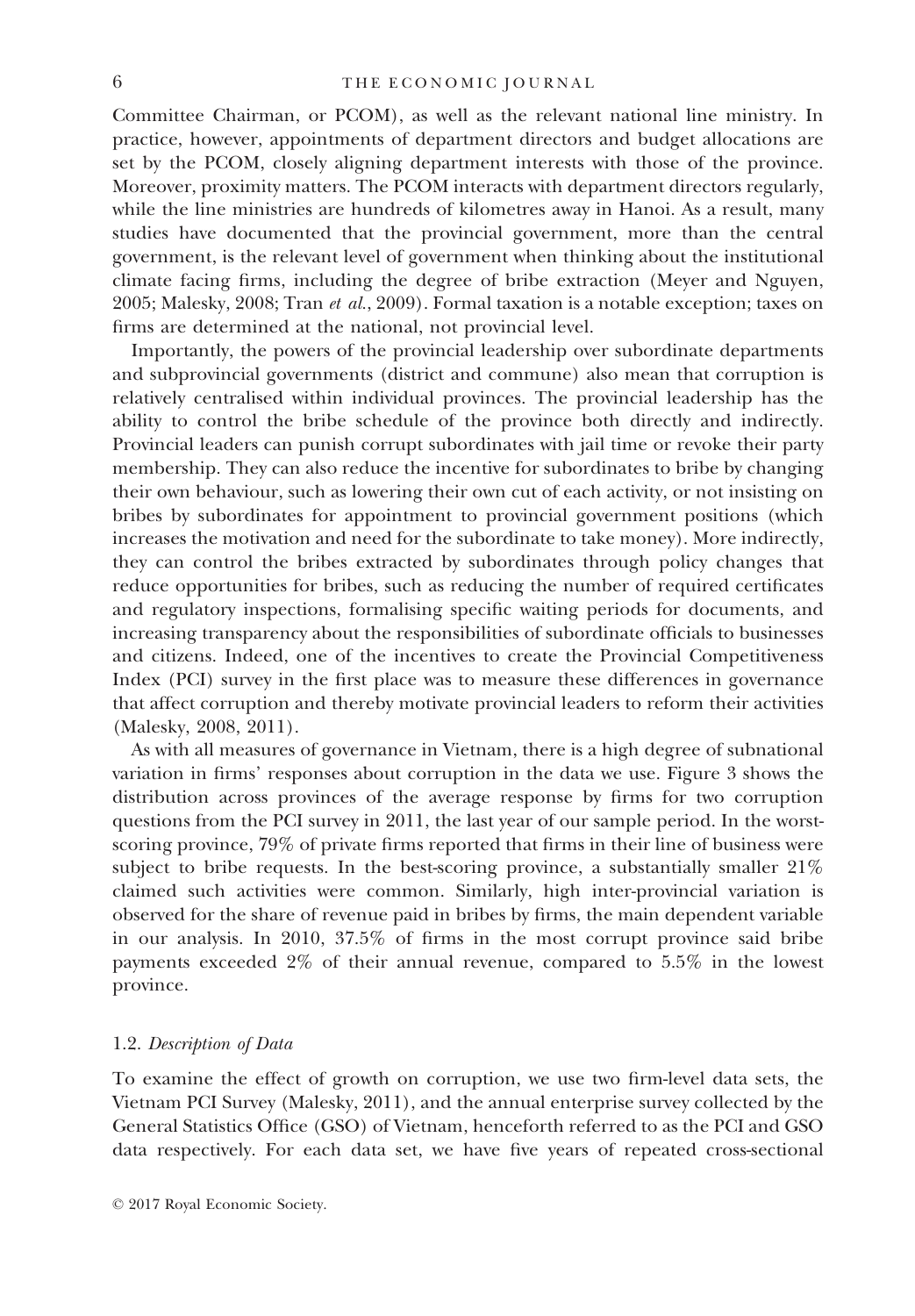Committee Chairman, or PCOM), as well as the relevant national line ministry. In practice, however, appointments of department directors and budget allocations are set by the PCOM, closely aligning department interests with those of the province. Moreover, proximity matters. The PCOM interacts with department directors regularly, while the line ministries are hundreds of kilometres away in Hanoi. As a result, many studies have documented that the provincial government, more than the central government, is the relevant level of government when thinking about the institutional climate facing firms, including the degree of bribe extraction (Meyer and Nguyen, 2005; Malesky, 2008; Tran *et al.*, 2009). Formal taxation is a notable exception; taxes on firms are determined at the national, not provincial level.

Importantly, the powers of the provincial leadership over subordinate departments and subprovincial governments (district and commune) also mean that corruption is relatively centralised within individual provinces. The provincial leadership has the ability to control the bribe schedule of the province both directly and indirectly. Provincial leaders can punish corrupt subordinates with jail time or revoke their party membership. They can also reduce the incentive for subordinates to bribe by changing their own behaviour, such as lowering their own cut of each activity, or not insisting on bribes by subordinates for appointment to provincial government positions (which increases the motivation and need for the subordinate to take money). More indirectly, they can control the bribes extracted by subordinates through policy changes that reduce opportunities for bribes, such as reducing the number of required certificates and regulatory inspections, formalising specific waiting periods for documents, and increasing transparency about the responsibilities of subordinate officials to businesses and citizens. Indeed, one of the incentives to create the Provincial Competitiveness Index (PCI) survey in the first place was to measure these differences in governance that affect corruption and thereby motivate provincial leaders to reform their activities (Malesky, 2008, 2011).

As with all measures of governance in Vietnam, there is a high degree of subnational variation in firms' responses about corruption in the data we use. Figure 3 shows the distribution across provinces of the average response by firms for two corruption questions from the PCI survey in 2011, the last year of our sample period. In the worst-scoring province, 79% of private firms reported that firms in their line of business were subject to bribe requests. In the best-scoring province, a substantially smaller 21% claimed such activities were common. Similarly, high inter-provincial variation is observed for the share of revenue paid in bribes by firms, the main dependent variable in our analysis. In 2010, 37.5% of firms in the most corrupt province said bribe payments exceeded 2% of their annual revenue, compared to 5.5% in the lowest province.

### 1.2. *Description of Data*

To examine the effect of growth on corruption, we use two firm-level data sets, the Vietnam PCI Survey (Malesky, 2011), and the annual enterprise survey collected by the General Statistics Office (GSO) of Vietnam, henceforth referred to as the PCI and GSO data respectively. For each data set, we have five years of repeated cross-sectional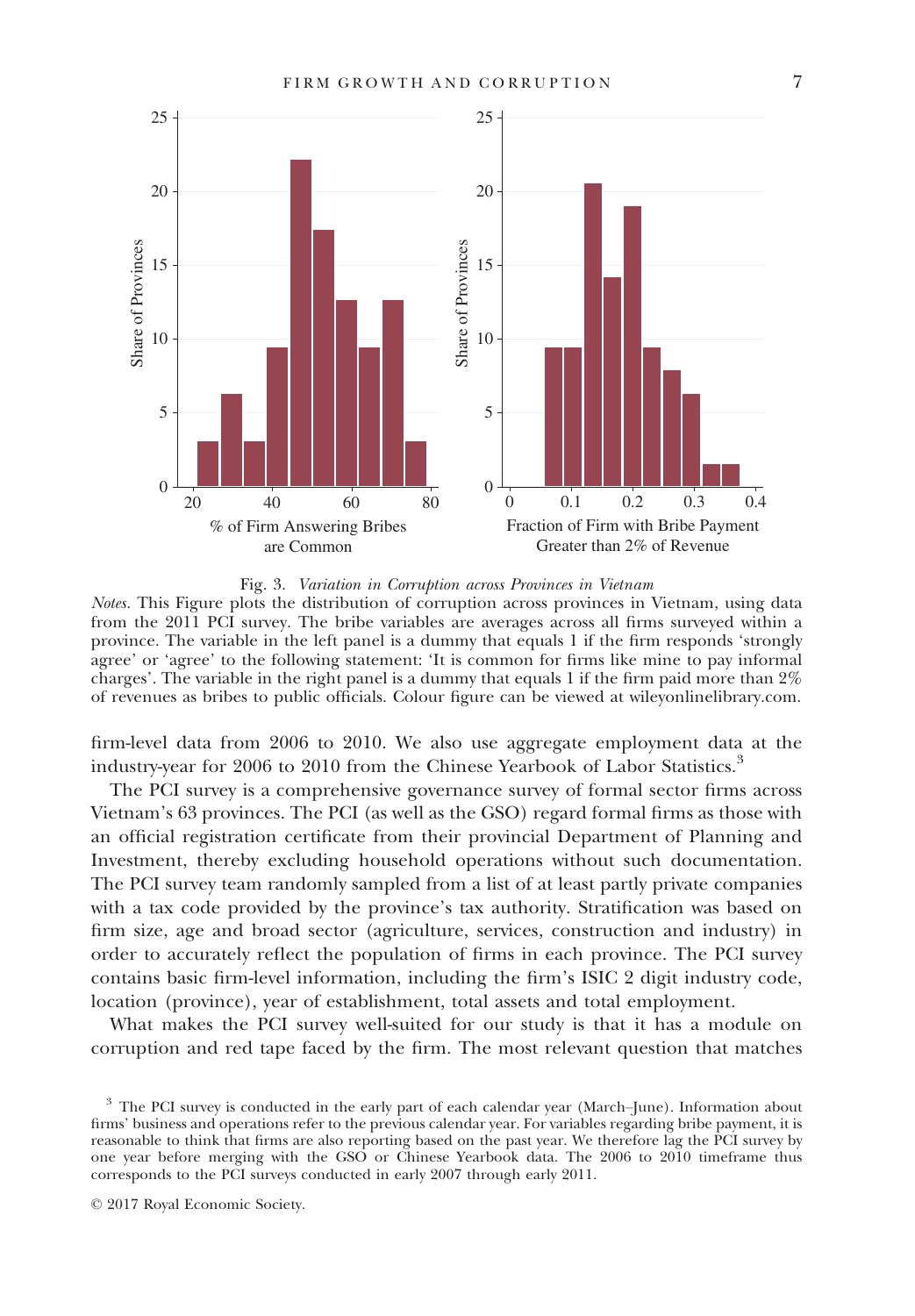Fig. 3. *Variation in Corruption across Provinces in Vietnam*

*Notes.* This Figure plots the distribution of corruption across provinces in Vietnam, using data from the 2011 PCI survey. The bribe variables are averages across all firms surveyed within a province. The variable in the left panel is a dummy that equals 1 if the firm responds 'strongly agree' or 'agree' to the following statement: 'It is common for firms like mine to pay informal charges'. The variable in the right panel is a dummy that equals 1 if the firm paid more than 2% of revenues as bribes to public officials. Colour figure can be viewed at wileyonlinelibrary.com.

firm-level data from 2006 to 2010. We also use aggregate employment data at the industry-year for 2006 to 2010 from the Chinese Yearbook of Labor Statistics.[3]

The PCI survey is a comprehensive governance survey of formal sector firms across Vietnam's 63 provinces. The PCI (as well as the GSO) regard formal firms as those with an official registration certificate from their provincial Department of Planning and Investment, thereby excluding household operations without such documentation. The PCI survey team randomly sampled from a list of at least partly private companies with a tax code provided by the province's tax authority. Stratification was based on firm size, age and broad sector (agriculture, services, construction and industry) in order to accurately reflect the population of firms in each province. The PCI survey contains basic firm-level information, including the firm's ISIC 2 digit industry code, location (province), year of establishment, total assets and total employment.

What makes the PCI survey well-suited for our study is that it has a module on corruption and red tape faced by the firm. The most relevant question that matches

[3] The PCI survey is conducted in the early part of each calendar year (March–June). Information about firms' business and operations refer to the previous calendar year. For variables regarding bribe payment, it is reasonable to think that firms are also reporting based on the past year. We therefore lag the PCI survey by one year before merging with the GSO or Chinese Yearbook data. The 2006 to 2010 timeframe thus corresponds to the PCI surveys conducted in early 2007 through early 2011.

© 2017 Royal Economic Society.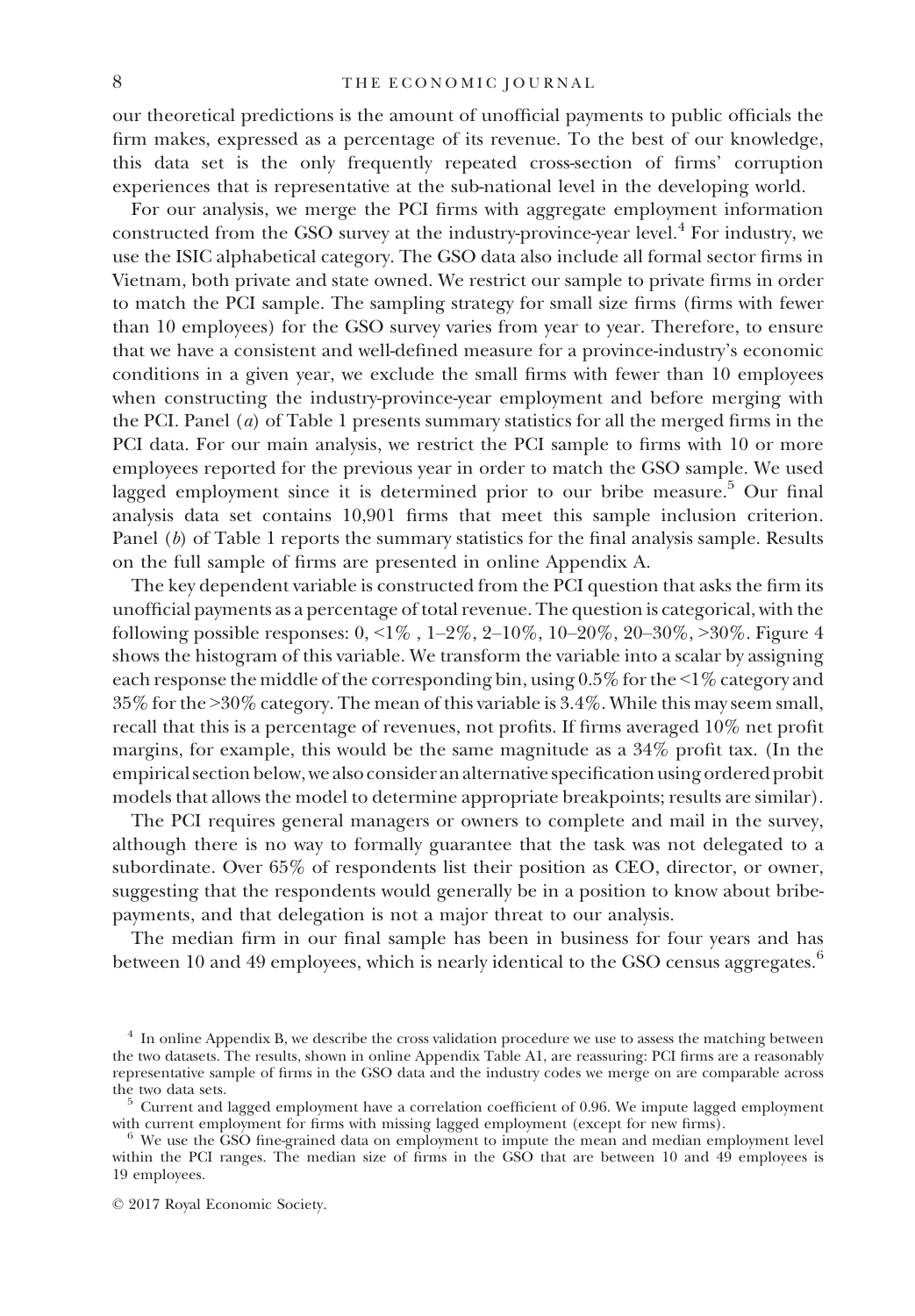our theoretical predictions is the amount of unofficial payments to public officials the firm makes, expressed as a percentage of its revenue. To the best of our knowledge, this data set is the only frequently repeated cross-section of firms' corruption experiences that is representative at the sub-national level in the developing world.

For our analysis, we merge the PCI firms with aggregate employment information constructed from the GSO survey at the industry-province-year level.[4] For industry, we use the ISIC alphabetical category. The GSO data also include all formal sector firms in Vietnam, both private and state owned. We restrict our sample to private firms in order to match the PCI sample. The sampling strategy for small size firms (firms with fewer than 10 employees) for the GSO survey varies from year to year. Therefore, to ensure that we have a consistent and well-defined measure for a province-industry's economic conditions in a given year, we exclude the small firms with fewer than 10 employees when constructing the industry-province-year employment and before merging with the PCI. Panel (*a*) of Table 1 presents summary statistics for all the merged firms in the PCI data. For our main analysis, we restrict the PCI sample to firms with 10 or more employees reported for the previous year in order to match the GSO sample. We used lagged employment since it is determined prior to our bribe measure.[5] Our final analysis data set contains 10,901 firms that meet this sample inclusion criterion. Panel (*b*) of Table 1 reports the summary statistics for the final analysis sample. Results on the full sample of firms are presented in online Appendix A.

The key dependent variable is constructed from the PCI question that asks the firm its unofficial payments as a percentage of total revenue. The question is categorical, with the following possible responses: 0, <1% , 1–2%, 2–10%, 10–20%, 20–30%, >30%. Figure 4 shows the histogram of this variable. We transform the variable into a scalar by assigning each response the middle of the corresponding bin, using 0.5% for the <1% category and 35% for the >30% category. The mean of this variable is 3.4%. While this may seem small, recall that this is a percentage of revenues, not profits. If firms averaged 10% net profit margins, for example, this would be the same magnitude as a 34% profit tax. (In the empirical section below, we also consider an alternative specification using ordered probit models that allows the model to determine appropriate breakpoints; results are similar).

The PCI requires general managers or owners to complete and mail in the survey, although there is no way to formally guarantee that the task was not delegated to a subordinate. Over 65% of respondents list their position as CEO, director, or owner, suggesting that the respondents would generally be in a position to know about bribe-payments, and that delegation is not a major threat to our analysis.

The median firm in our final sample has been in business for four years and has between 10 and 49 employees, which is nearly identical to the GSO census aggregates.[6]

---

[4] In online Appendix B, we describe the cross validation procedure we use to assess the matching between the two datasets. The results, shown in online Appendix Table A1, are reassuring: PCI firms are a reasonably representative sample of firms in the GSO data and the industry codes we merge on are comparable across the two data sets.

[5] Current and lagged employment have a correlation coefficient of 0.96. We impute lagged employment with current employment for firms with missing lagged employment (except for new firms).

[6] We use the GSO fine-grained data on employment to impute the mean and median employment level within the PCI ranges. The median size of firms in the GSO that are between 10 and 49 employees is 19 employees.

© 2017 Royal Economic Society.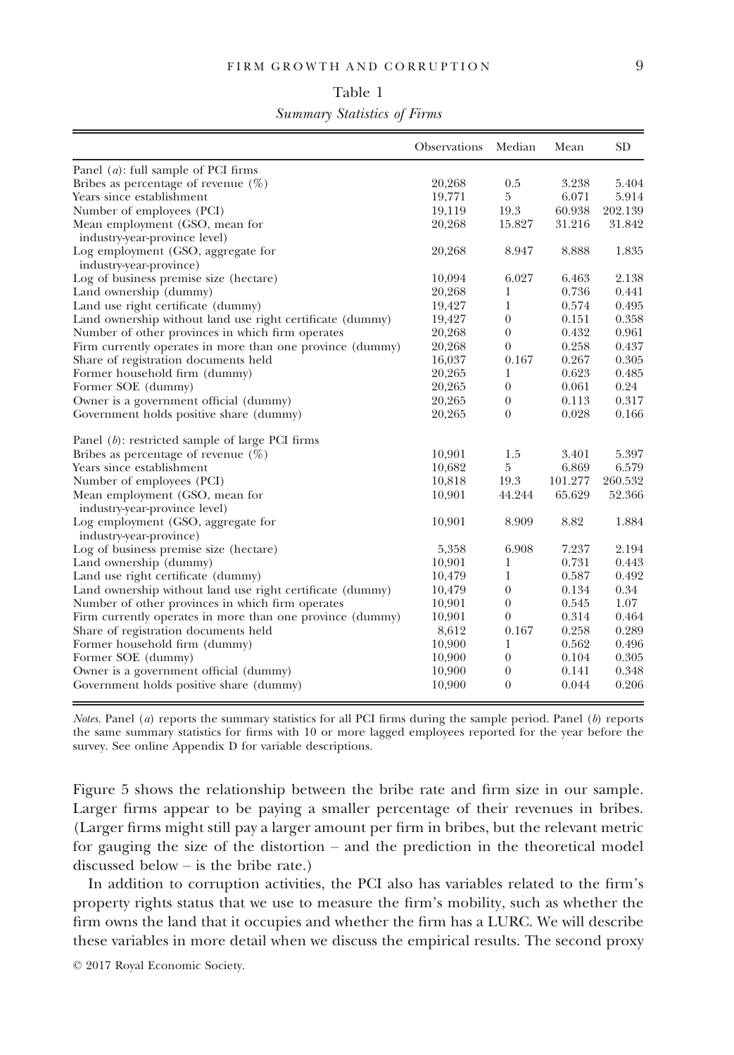Table 1

*Summary Statistics of Firms*

| | Observations | Median | Mean | SD |
|---|---|---|---|---|
| Panel (*a*): full sample of PCI firms | | | | |
| Bribes as percentage of revenue (%) | 20,268 | 0.5 | 3.238 | 5.404 |
| Years since establishment | 19,771 | 5 | 6.071 | 5.914 |
| Number of employees (PCI) | 19,119 | 19.3 | 60.938 | 202.139 |
| Mean employment (GSO, mean for industry-year-province level) | 20,268 | 15.827 | 31.216 | 31.842 |
| Log employment (GSO, aggregate for industry-year-province) | 20,268 | 8.947 | 8.888 | 1.835 |
| Log of business premise size (hectare) | 10,094 | 6.027 | 6.463 | 2.138 |
| Land ownership (dummy) | 20,268 | 1 | 0.736 | 0.441 |
| Land use right certificate (dummy) | 19,427 | 1 | 0.574 | 0.495 |
| Land ownership without land use right certificate (dummy) | 19,427 | 0 | 0.151 | 0.358 |
| Number of other provinces in which firm operates | 20,268 | 0 | 0.432 | 0.961 |
| Firm currently operates in more than one province (dummy) | 20,268 | 0 | 0.258 | 0.437 |
| Share of registration documents held | 16,037 | 0.167 | 0.267 | 0.305 |
| Former household firm (dummy) | 20,265 | 1 | 0.623 | 0.485 |
| Former SOE (dummy) | 20,265 | 0 | 0.061 | 0.24 |
| Owner is a government official (dummy) | 20,265 | 0 | 0.113 | 0.317 |
| Government holds positive share (dummy) | 20,265 | 0 | 0.028 | 0.166 |
| Panel (*b*): restricted sample of large PCI firms | | | | |
| Bribes as percentage of revenue (%) | 10,901 | 1.5 | 3.401 | 5.397 |
| Years since establishment | 10,682 | 5 | 6.869 | 6.579 |
| Number of employees (PCI) | 10,818 | 19.3 | 101.277 | 260.532 |
| Mean employment (GSO, mean for industry-year-province level) | 10,901 | 44.244 | 65.629 | 52.366 |
| Log employment (GSO, aggregate for industry-year-province) | 10,901 | 8.909 | 8.82 | 1.884 |
| Log of business premise size (hectare) | 5,358 | 6.908 | 7.237 | 2.194 |
| Land ownership (dummy) | 10,901 | 1 | 0.731 | 0.443 |
| Land use right certificate (dummy) | 10,479 | 1 | 0.587 | 0.492 |
| Land ownership without land use right certificate (dummy) | 10,479 | 0 | 0.134 | 0.34 |
| Number of other provinces in which firm operates | 10,901 | 0 | 0.545 | 1.07 |
| Firm currently operates in more than one province (dummy) | 10,901 | 0 | 0.314 | 0.464 |
| Share of registration documents held | 8,612 | 0.167 | 0.258 | 0.289 |
| Former household firm (dummy) | 10,900 | 1 | 0.562 | 0.496 |
| Former SOE (dummy) | 10,900 | 0 | 0.104 | 0.305 |
| Owner is a government official (dummy) | 10,900 | 0 | 0.141 | 0.348 |
| Government holds positive share (dummy) | 10,900 | 0 | 0.044 | 0.206 |

*Notes.* Panel (*a*) reports the summary statistics for all PCI firms during the sample period. Panel (*b*) reports the same summary statistics for firms with 10 or more lagged employees reported for the year before the survey. See online Appendix D for variable descriptions.

Figure 5 shows the relationship between the bribe rate and firm size in our sample. Larger firms appear to be paying a smaller percentage of their revenues in bribes. (Larger firms might still pay a larger amount per firm in bribes, but the relevant metric for gauging the size of the distortion – and the prediction in the theoretical model discussed below – is the bribe rate.)

In addition to corruption activities, the PCI also has variables related to the firm's property rights status that we use to measure the firm's mobility, such as whether the firm owns the land that it occupies and whether the firm has a LURC. We will describe these variables in more detail when we discuss the empirical results. The second proxy

© 2017 Royal Economic Society.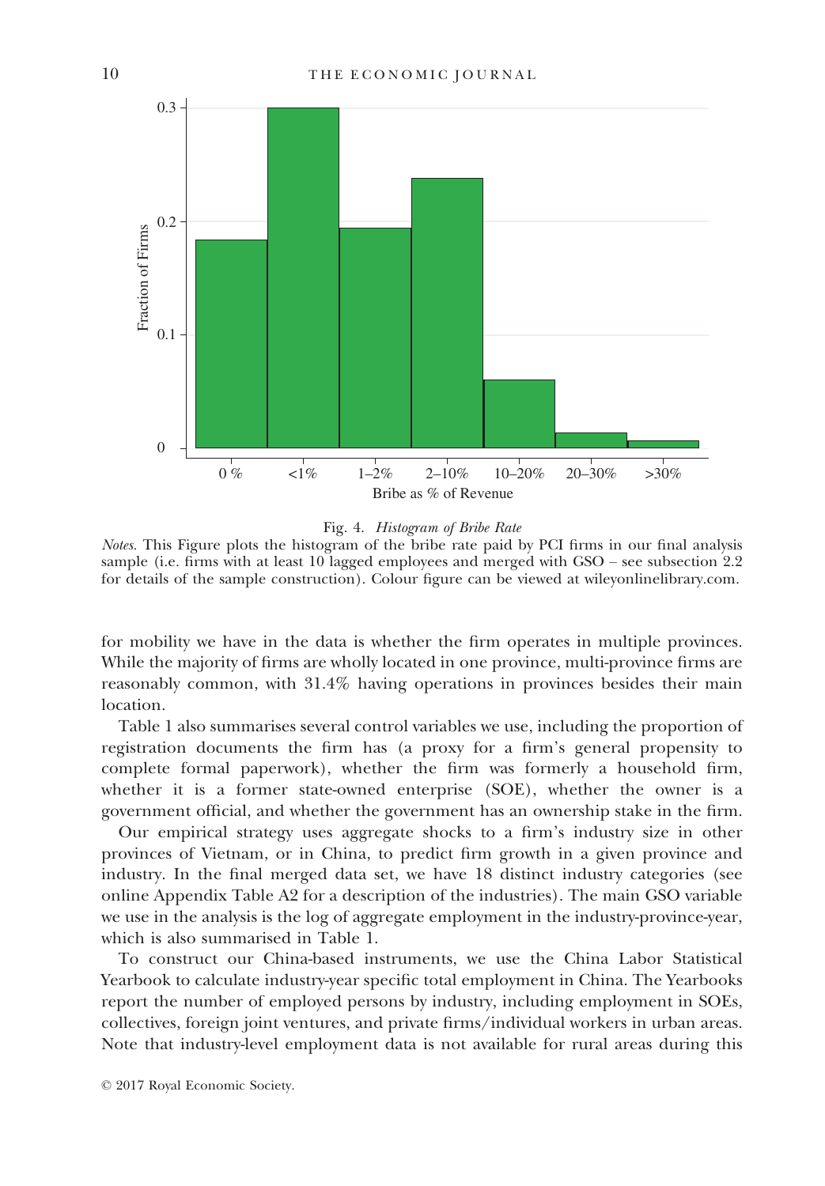Fig. 4. *Histogram of Bribe Rate*

*Notes.* This Figure plots the histogram of the bribe rate paid by PCI firms in our final analysis sample (i.e. firms with at least 10 lagged employees and merged with GSO – see subsection 2.2 for details of the sample construction). Colour figure can be viewed at wileyonlinelibrary.com.

for mobility we have in the data is whether the firm operates in multiple provinces. While the majority of firms are wholly located in one province, multi-province firms are reasonably common, with 31.4% having operations in provinces besides their main location.

Table 1 also summarises several control variables we use, including the proportion of registration documents the firm has (a proxy for a firm's general propensity to complete formal paperwork), whether the firm was formerly a household firm, whether it is a former state-owned enterprise (SOE), whether the owner is a government official, and whether the government has an ownership stake in the firm.

Our empirical strategy uses aggregate shocks to a firm's industry size in other provinces of Vietnam, or in China, to predict firm growth in a given province and industry. In the final merged data set, we have 18 distinct industry categories (see online Appendix Table A2 for a description of the industries). The main GSO variable we use in the analysis is the log of aggregate employment in the industry-province-year, which is also summarised in Table 1.

To construct our China-based instruments, we use the China Labor Statistical Yearbook to calculate industry-year specific total employment in China. The Yearbooks report the number of employed persons by industry, including employment in SOEs, collectives, foreign joint ventures, and private firms/individual workers in urban areas. Note that industry-level employment data is not available for rural areas during this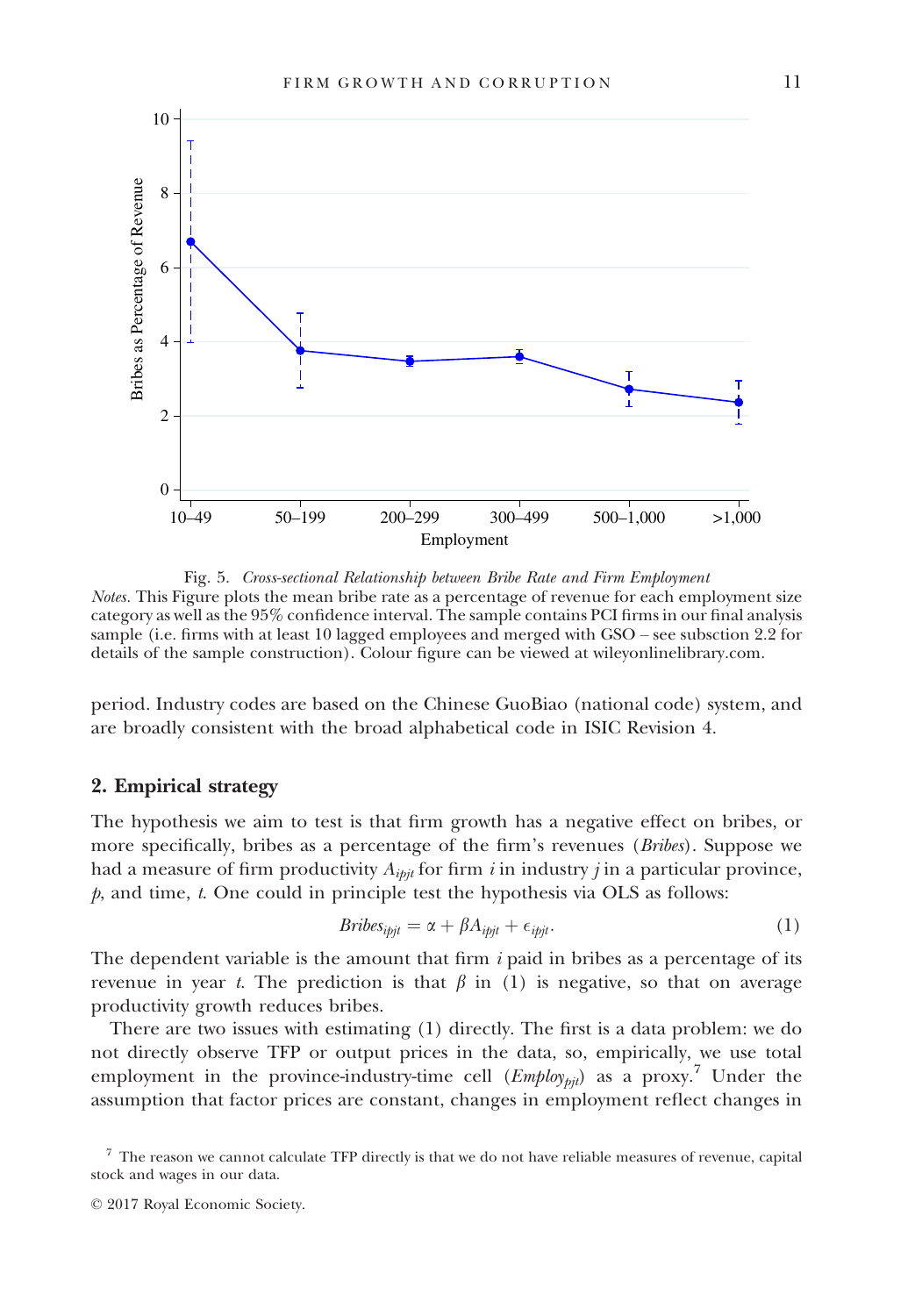Fig. 5. *Cross-sectional Relationship between Bribe Rate and Firm Employment*

*Notes.* This Figure plots the mean bribe rate as a percentage of revenue for each employment size category as well as the 95% confidence interval. The sample contains PCI firms in our final analysis sample (i.e. firms with at least 10 lagged employees and merged with GSO – see subsction 2.2 for details of the sample construction). Colour figure can be viewed at wileyonlinelibrary.com.

period. Industry codes are based on the Chinese GuoBiao (national code) system, and are broadly consistent with the broad alphabetical code in ISIC Revision 4.

## 2. Empirical strategy

The hypothesis we aim to test is that firm growth has a negative effect on bribes, or more specifically, bribes as a percentage of the firm's revenues (*Bribes*). Suppose we had a measure of firm productivity $A_{ipjt}$ for firm $i$ in industry $j$ in a particular province, $p$, and time, $t$. One could in principle test the hypothesis via OLS as follows:

$$Bribes_{ipjt} = \alpha + \beta A_{ipjt} + \epsilon_{ipjt}. \tag{1}$$

The dependent variable is the amount that firm $i$ paid in bribes as a percentage of its revenue in year $t$. The prediction is that $\beta$ in (1) is negative, so that on average productivity growth reduces bribes.

There are two issues with estimating (1) directly. The first is a data problem: we do not directly observe TFP or output prices in the data, so, empirically, we use total employment in the province-industry-time cell ($Employ_{pjt}$) as a proxy.[7] Under the assumption that factor prices are constant, changes in employment reflect changes in

[7] The reason we cannot calculate TFP directly is that we do not have reliable measures of revenue, capital stock and wages in our data.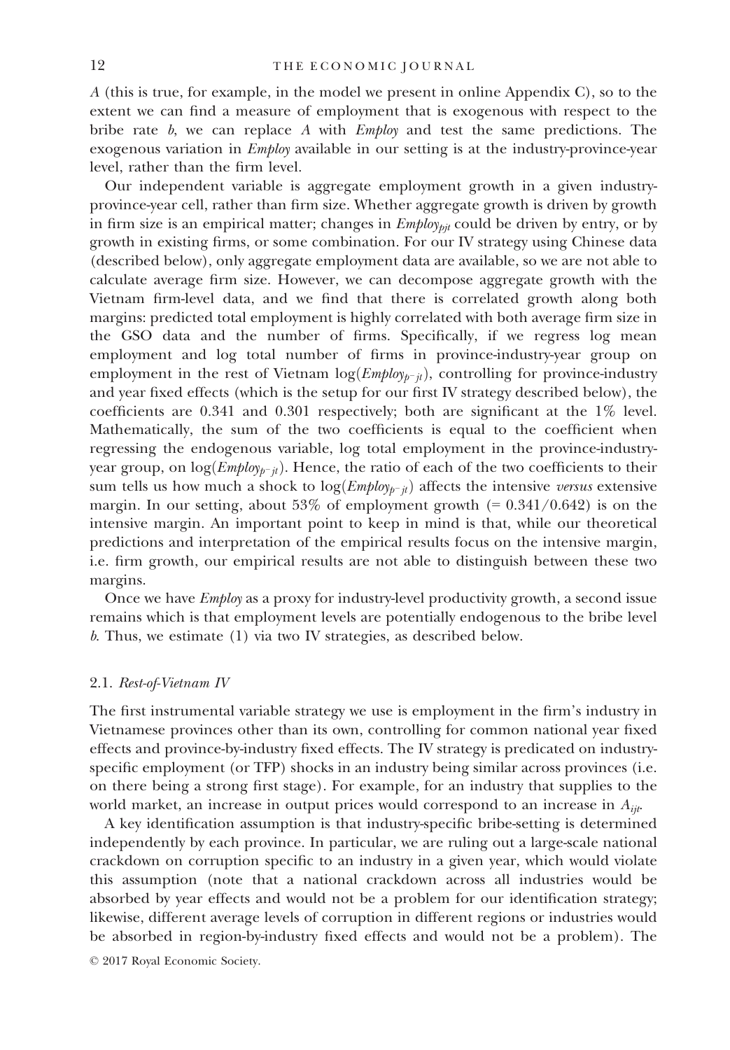*A* (this is true, for example, in the model we present in online Appendix C), so to the extent we can find a measure of employment that is exogenous with respect to the bribe rate *b*, we can replace *A* with *Employ* and test the same predictions. The exogenous variation in *Employ* available in our setting is at the industry-province-year level, rather than the firm level.

Our independent variable is aggregate employment growth in a given industry-province-year cell, rather than firm size. Whether aggregate growth is driven by growth in firm size is an empirical matter; changes in $Employ_{pjt}$ could be driven by entry, or by growth in existing firms, or some combination. For our IV strategy using Chinese data (described below), only aggregate employment data are available, so we are not able to calculate average firm size. However, we can decompose aggregate growth with the Vietnam firm-level data, and we find that there is correlated growth along both margins: predicted total employment is highly correlated with both average firm size in the GSO data and the number of firms. Specifically, if we regress log mean employment and log total number of firms in province-industry-year group on employment in the rest of Vietnam $\log(Employ_{p^{-}jt})$, controlling for province-industry and year fixed effects (which is the setup for our first IV strategy described below), the coefficients are 0.341 and 0.301 respectively; both are significant at the 1% level. Mathematically, the sum of the two coefficients is equal to the coefficient when regressing the endogenous variable, log total employment in the province-industry-year group, on $\log(Employ_{p^{-}jt})$. Hence, the ratio of each of the two coefficients to their sum tells us how much a shock to $\log(Employ_{p^{-}jt})$ affects the intensive *versus* extensive margin. In our setting, about 53% of employment growth (= 0.341/0.642) is on the intensive margin. An important point to keep in mind is that, while our theoretical predictions and interpretation of the empirical results focus on the intensive margin, i.e. firm growth, our empirical results are not able to distinguish between these two margins.

Once we have *Employ* as a proxy for industry-level productivity growth, a second issue remains which is that employment levels are potentially endogenous to the bribe level *b*. Thus, we estimate (1) via two IV strategies, as described below.

### 2.1. *Rest-of-Vietnam IV*

The first instrumental variable strategy we use is employment in the firm's industry in Vietnamese provinces other than its own, controlling for common national year fixed effects and province-by-industry fixed effects. The IV strategy is predicated on industry-specific employment (or TFP) shocks in an industry being similar across provinces (i.e. on there being a strong first stage). For example, for an industry that supplies to the world market, an increase in output prices would correspond to an increase in $A_{ijt}$.

A key identification assumption is that industry-specific bribe-setting is determined independently by each province. In particular, we are ruling out a large-scale national crackdown on corruption specific to an industry in a given year, which would violate this assumption (note that a national crackdown across all industries would be absorbed by year effects and would not be a problem for our identification strategy; likewise, different average levels of corruption in different regions or industries would be absorbed in region-by-industry fixed effects and would not be a problem). The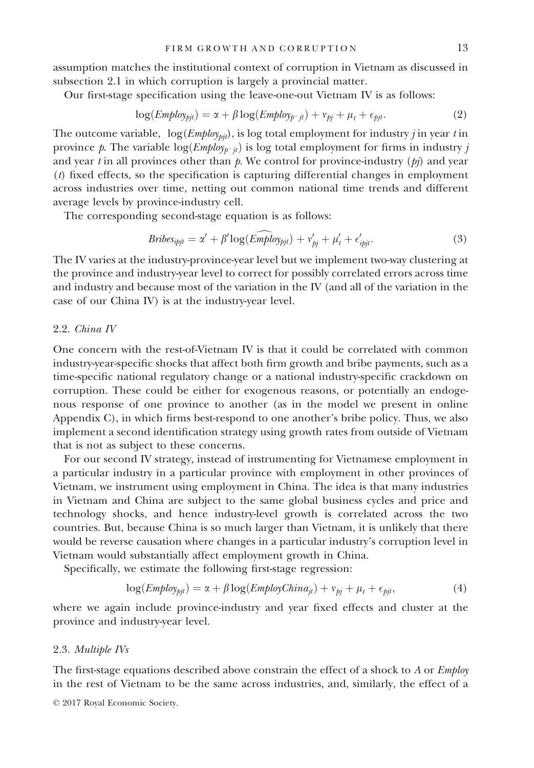assumption matches the institutional context of corruption in Vietnam as discussed in subsection 2.1 in which corruption is largely a provincial matter.

Our first-stage specification using the leave-one-out Vietnam IV is as follows:

$$\log(Employ_{pjt}) = \alpha + \beta \log(Employ_{p^-jt}) + \nu_{pj} + \mu_t + \epsilon_{pjt}. \quad (2)$$

The outcome variable, $\log(Employ_{pjt})$, is log total employment for industry $j$ in year $t$ in province $p$. The variable $\log(Employ_{p^-jt})$ is log total employment for firms in industry $j$ and year $t$ in all provinces other than $p$. We control for province-industry ($pj$) and year ($t$) fixed effects, so the specification is capturing differential changes in employment across industries over time, netting out common national time trends and different average levels by province-industry cell.

The corresponding second-stage equation is as follows:

$$Bribes_{ipjt} = \alpha' + \beta' \log(\widehat{Employ}_{pjt}) + \nu'_{pj} + \mu'_t + \epsilon'_{ipjt}. \quad (3)$$

The IV varies at the industry-province-year level but we implement two-way clustering at the province and industry-year level to correct for possibly correlated errors across time and industry and because most of the variation in the IV (and all of the variation in the case of our China IV) is at the industry-year level.

### 2.2. *China IV*

One concern with the rest-of-Vietnam IV is that it could be correlated with common industry-year-specific shocks that affect both firm growth and bribe payments, such as a time-specific national regulatory change or a national industry-specific crackdown on corruption. These could be either for exogenous reasons, or potentially an endogenous response of one province to another (as in the model we present in online Appendix C), in which firms best-respond to one another's bribe policy. Thus, we also implement a second identification strategy using growth rates from outside of Vietnam that is not as subject to these concerns.

For our second IV strategy, instead of instrumenting for Vietnamese employment in a particular industry in a particular province with employment in other provinces of Vietnam, we instrument using employment in China. The idea is that many industries in Vietnam and China are subject to the same global business cycles and price and technology shocks, and hence industry-level growth is correlated across the two countries. But, because China is so much larger than Vietnam, it is unlikely that there would be reverse causation where changes in a particular industry's corruption level in Vietnam would substantially affect employment growth in China.

Specifically, we estimate the following first-stage regression:

$$\log(Employ_{pjt}) = \alpha + \beta \log(EmployChina_{jt}) + \nu_{pj} + \mu_t + \epsilon_{pjt}, \quad (4)$$

where we again include province-industry and year fixed effects and cluster at the province and industry-year level.

### 2.3. *Multiple IVs*

The first-stage equations described above constrain the effect of a shock to $A$ or $Employ$ in the rest of Vietnam to be the same across industries, and, similarly, the effect of a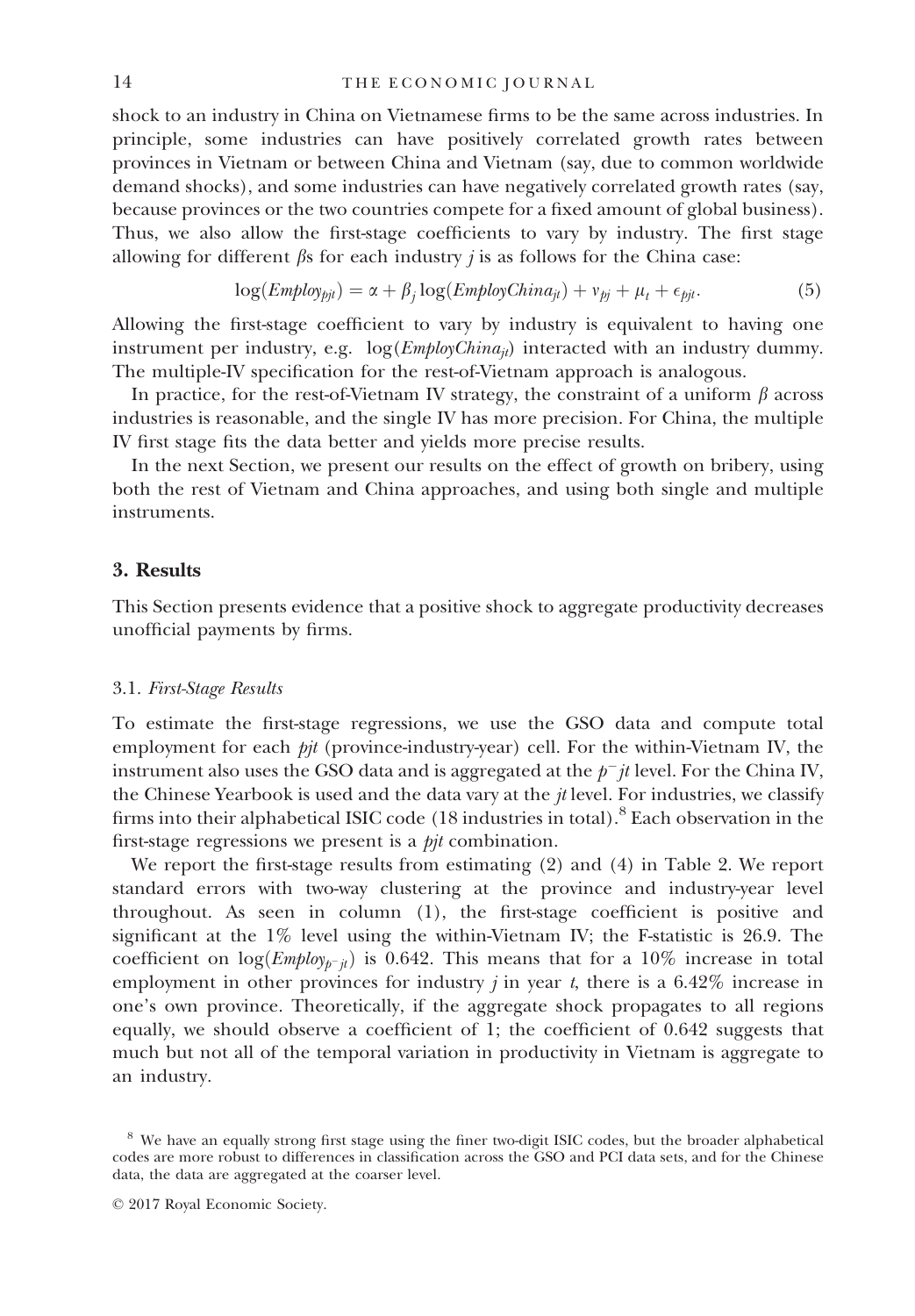shock to an industry in China on Vietnamese firms to be the same across industries. In principle, some industries can have positively correlated growth rates between provinces in Vietnam or between China and Vietnam (say, due to common worldwide demand shocks), and some industries can have negatively correlated growth rates (say, because provinces or the two countries compete for a fixed amount of global business). Thus, we also allow the first-stage coefficients to vary by industry. The first stage allowing for different $\beta$s for each industry $j$ is as follows for the China case:

$$\log(Employ_{pjt}) = \alpha + \beta_j \log(EmployChina_{jt}) + v_{pj} + \mu_t + \epsilon_{pjt}. \tag{5}$$

Allowing the first-stage coefficient to vary by industry is equivalent to having one instrument per industry, e.g. $\log(EmployChina_{jt})$ interacted with an industry dummy. The multiple-IV specification for the rest-of-Vietnam approach is analogous.

In practice, for the rest-of-Vietnam IV strategy, the constraint of a uniform $\beta$ across industries is reasonable, and the single IV has more precision. For China, the multiple IV first stage fits the data better and yields more precise results.

In the next Section, we present our results on the effect of growth on bribery, using both the rest of Vietnam and China approaches, and using both single and multiple instruments.

## 3. Results

This Section presents evidence that a positive shock to aggregate productivity decreases unofficial payments by firms.

### 3.1. *First-Stage Results*

To estimate the first-stage regressions, we use the GSO data and compute total employment for each *pjt* (province-industry-year) cell. For the within-Vietnam IV, the instrument also uses the GSO data and is aggregated at the $p^{-}jt$ level. For the China IV, the Chinese Yearbook is used and the data vary at the *jt* level. For industries, we classify firms into their alphabetical ISIC code (18 industries in total).[8] Each observation in the first-stage regressions we present is a *pjt* combination.

We report the first-stage results from estimating (2) and (4) in Table 2. We report standard errors with two-way clustering at the province and industry-year level throughout. As seen in column (1), the first-stage coefficient is positive and significant at the 1% level using the within-Vietnam IV; the F-statistic is 26.9. The coefficient on $\log(Employ_{p^{-}jt})$ is 0.642. This means that for a 10% increase in total employment in other provinces for industry $j$ in year $t$, there is a 6.42% increase in one's own province. Theoretically, if the aggregate shock propagates to all regions equally, we should observe a coefficient of 1; the coefficient of 0.642 suggests that much but not all of the temporal variation in productivity in Vietnam is aggregate to an industry.

[8] We have an equally strong first stage using the finer two-digit ISIC codes, but the broader alphabetical codes are more robust to differences in classification across the GSO and PCI data sets, and for the Chinese data, the data are aggregated at the coarser level.

© 2017 Royal Economic Society.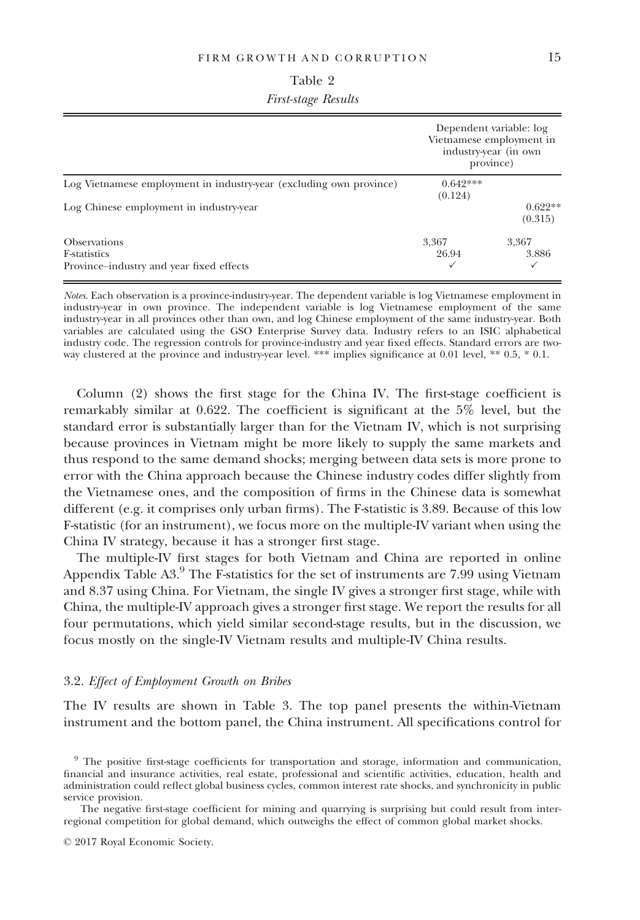Table 2

*First-stage Results*

| | Dependent variable: log Vietnamese employment in industry-year (in own province) | |
|---|---|---|
| Log Vietnamese employment in industry-year (excluding own province) | 0.642*** (0.124) | |
| Log Chinese employment in industry-year | | 0.622** (0.315) |
| Observations | 3,367 | 3,367 |
| F-statistics | 26.94 | 3.886 |
| Province–industry and year fixed effects | ✓ | ✓ |

*Notes.* Each observation is a province-industry-year. The dependent variable is log Vietnamese employment in industry-year in own province. The independent variable is log Vietnamese employment of the same industry-year in all provinces other than own, and log Chinese employment of the same industry-year. Both variables are calculated using the GSO Enterprise Survey data. Industry refers to an ISIC alphabetical industry code. The regression controls for province-industry and year fixed effects. Standard errors are two-way clustered at the province and industry-year level. *** implies significance at 0.01 level, ** 0.5, * 0.1.

Column (2) shows the first stage for the China IV. The first-stage coefficient is remarkably similar at 0.622. The coefficient is significant at the 5% level, but the standard error is substantially larger than for the Vietnam IV, which is not surprising because provinces in Vietnam might be more likely to supply the same markets and thus respond to the same demand shocks; merging between data sets is more prone to error with the China approach because the Chinese industry codes differ slightly from the Vietnamese ones, and the composition of firms in the Chinese data is somewhat different (e.g. it comprises only urban firms). The F-statistic is 3.89. Because of this low F-statistic (for an instrument), we focus more on the multiple-IV variant when using the China IV strategy, because it has a stronger first stage.

The multiple-IV first stages for both Vietnam and China are reported in online Appendix Table A3.[9] The F-statistics for the set of instruments are 7.99 using Vietnam and 8.37 using China. For Vietnam, the single IV gives a stronger first stage, while with China, the multiple-IV approach gives a stronger first stage. We report the results for all four permutations, which yield similar second-stage results, but in the discussion, we focus mostly on the single-IV Vietnam results and multiple-IV China results.

### 3.2. *Effect of Employment Growth on Bribes*

The IV results are shown in Table 3. The top panel presents the within-Vietnam instrument and the bottom panel, the China instrument. All specifications control for

[9] The positive first-stage coefficients for transportation and storage, information and communication, financial and insurance activities, real estate, professional and scientific activities, education, health and administration could reflect global business cycles, common interest rate shocks, and synchronicity in public service provision.

The negative first-stage coefficient for mining and quarrying is surprising but could result from inter-regional competition for global demand, which outweighs the effect of common global market shocks.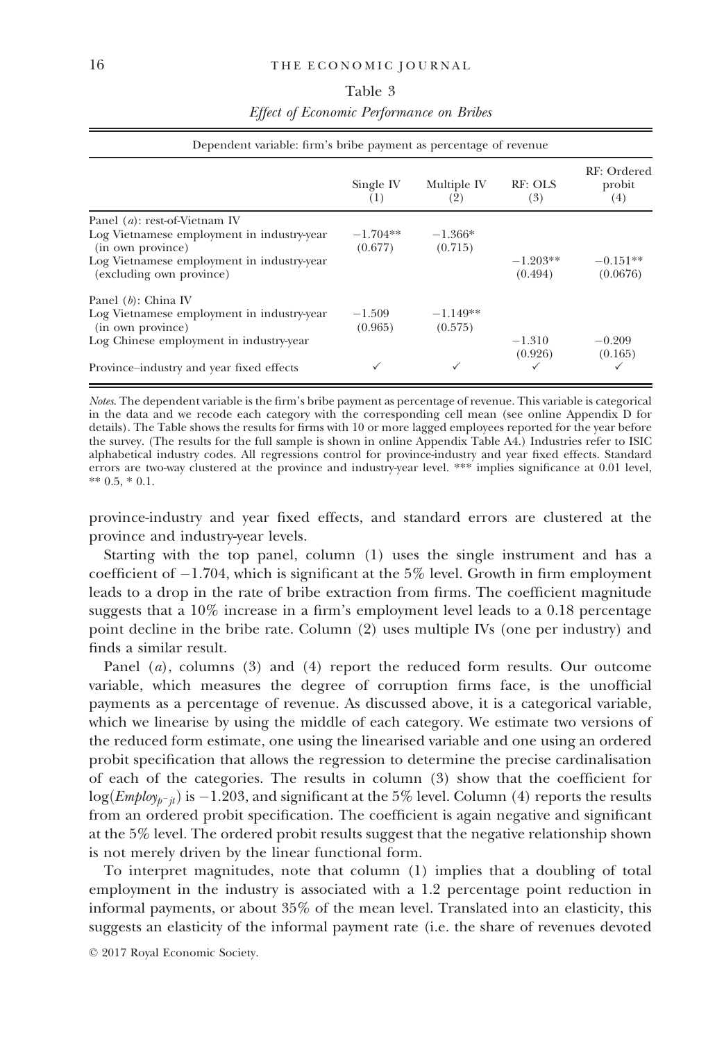Table 3

*Effect of Economic Performance on Bribes*

| Dependent variable: firm's bribe payment as percentage of revenue | | | | |
|---|---|---|---|---|
| | Single IV (1) | Multiple IV (2) | RF: OLS (3) | RF: Ordered probit (4) |
| Panel (*a*): rest-of-Vietnam IV | | | | |
| Log Vietnamese employment in industry-year (in own province) | −1.704** (0.677) | −1.366* (0.715) | | |
| Log Vietnamese employment in industry-year (excluding own province) | | | −1.203** (0.494) | −0.151** (0.0676) |
| Panel (*b*): China IV | | | | |
| Log Vietnamese employment in industry-year (in own province) | −1.509 (0.965) | −1.149** (0.575) | | |
| Log Chinese employment in industry-year | | | −1.310 (0.926) | −0.209 (0.165) |
| Province–industry and year fixed effects | ✓ | ✓ | ✓ | ✓ |

*Notes*. The dependent variable is the firm's bribe payment as percentage of revenue. This variable is categorical in the data and we recode each category with the corresponding cell mean (see online Appendix D for details). The Table shows the results for firms with 10 or more lagged employees reported for the year before the survey. (The results for the full sample is shown in online Appendix Table A4.) Industries refer to ISIC alphabetical industry codes. All regressions control for province-industry and year fixed effects. Standard errors are two-way clustered at the province and industry-year level. *** implies significance at 0.01 level, ** 0.5, * 0.1.

province-industry and year fixed effects, and standard errors are clustered at the province and industry-year levels.

Starting with the top panel, column (1) uses the single instrument and has a coefficient of −1.704, which is significant at the 5% level. Growth in firm employment leads to a drop in the rate of bribe extraction from firms. The coefficient magnitude suggests that a 10% increase in a firm's employment level leads to a 0.18 percentage point decline in the bribe rate. Column (2) uses multiple IVs (one per industry) and finds a similar result.

Panel (*a*), columns (3) and (4) report the reduced form results. Our outcome variable, which measures the degree of corruption firms face, is the unofficial payments as a percentage of revenue. As discussed above, it is a categorical variable, which we linearise by using the middle of each category. We estimate two versions of the reduced form estimate, one using the linearised variable and one using an ordered probit specification that allows the regression to determine the precise cardinalisation of each of the categories. The results in column (3) show that the coefficient for $\log(Employ_{p^{-}jt})$ is −1.203, and significant at the 5% level. Column (4) reports the results from an ordered probit specification. The coefficient is again negative and significant at the 5% level. The ordered probit results suggest that the negative relationship shown is not merely driven by the linear functional form.

To interpret magnitudes, note that column (1) implies that a doubling of total employment in the industry is associated with a 1.2 percentage point reduction in informal payments, or about 35% of the mean level. Translated into an elasticity, this suggests an elasticity of the informal payment rate (i.e. the share of revenues devoted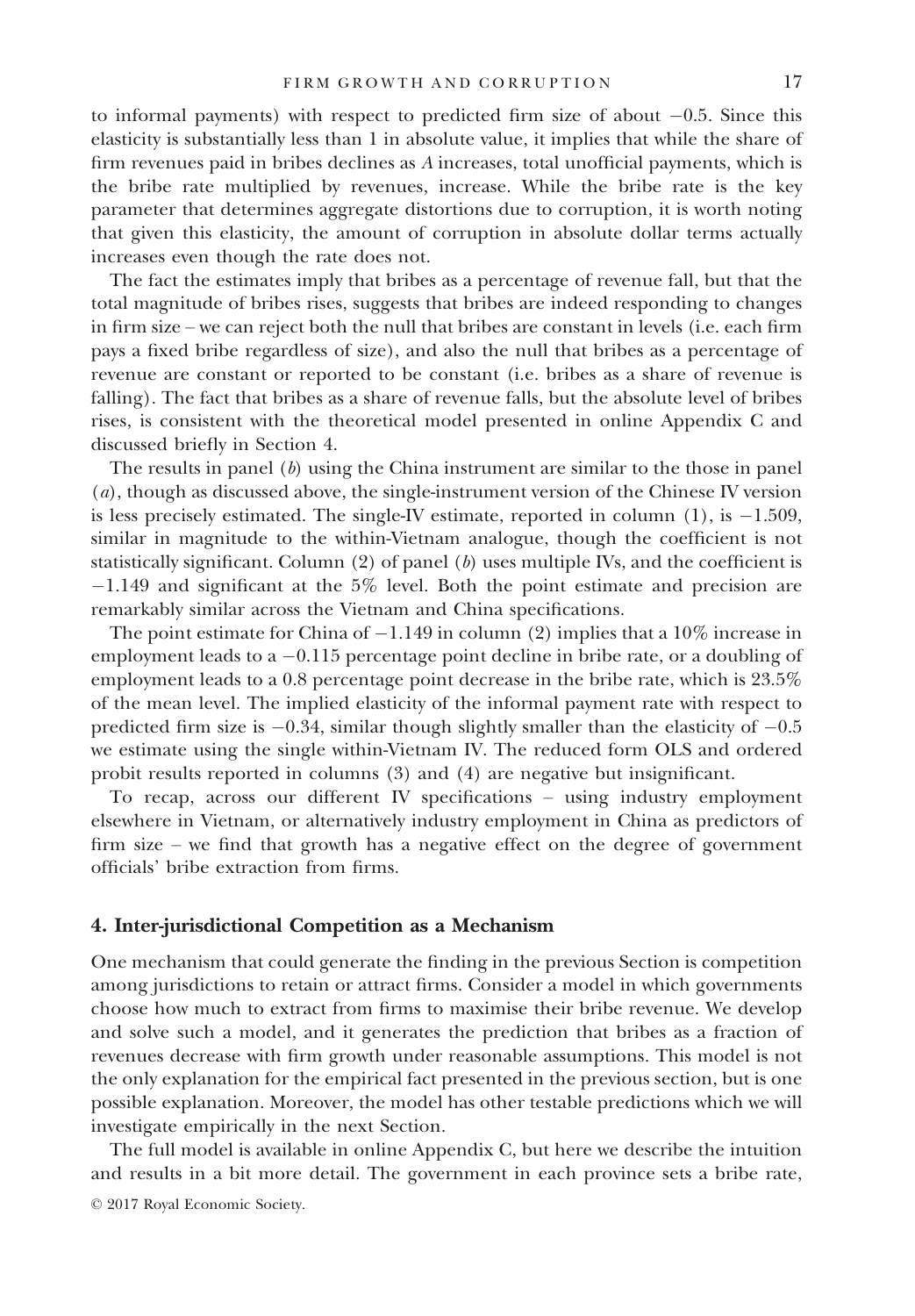to informal payments) with respect to predicted firm size of about −0.5. Since this elasticity is substantially less than 1 in absolute value, it implies that while the share of firm revenues paid in bribes declines as $A$ increases, total unofficial payments, which is the bribe rate multiplied by revenues, increase. While the bribe rate is the key parameter that determines aggregate distortions due to corruption, it is worth noting that given this elasticity, the amount of corruption in absolute dollar terms actually increases even though the rate does not.

The fact the estimates imply that bribes as a percentage of revenue fall, but that the total magnitude of bribes rises, suggests that bribes are indeed responding to changes in firm size – we can reject both the null that bribes are constant in levels (i.e. each firm pays a fixed bribe regardless of size), and also the null that bribes as a percentage of revenue are constant or reported to be constant (i.e. bribes as a share of revenue is falling). The fact that bribes as a share of revenue falls, but the absolute level of bribes rises, is consistent with the theoretical model presented in online Appendix C and discussed briefly in Section 4.

The results in panel (*b*) using the China instrument are similar to the those in panel (*a*), though as discussed above, the single-instrument version of the Chinese IV version is less precisely estimated. The single-IV estimate, reported in column (1), is −1.509, similar in magnitude to the within-Vietnam analogue, though the coefficient is not statistically significant. Column (2) of panel (*b*) uses multiple IVs, and the coefficient is −1.149 and significant at the 5% level. Both the point estimate and precision are remarkably similar across the Vietnam and China specifications.

The point estimate for China of −1.149 in column (2) implies that a 10% increase in employment leads to a −0.115 percentage point decline in bribe rate, or a doubling of employment leads to a 0.8 percentage point decrease in the bribe rate, which is 23.5% of the mean level. The implied elasticity of the informal payment rate with respect to predicted firm size is −0.34, similar though slightly smaller than the elasticity of −0.5 we estimate using the single within-Vietnam IV. The reduced form OLS and ordered probit results reported in columns (3) and (4) are negative but insignificant.

To recap, across our different IV specifications – using industry employment elsewhere in Vietnam, or alternatively industry employment in China as predictors of firm size – we find that growth has a negative effect on the degree of government officials' bribe extraction from firms.

## 4. Inter-jurisdictional Competition as a Mechanism

One mechanism that could generate the finding in the previous Section is competition among jurisdictions to retain or attract firms. Consider a model in which governments choose how much to extract from firms to maximise their bribe revenue. We develop and solve such a model, and it generates the prediction that bribes as a fraction of revenues decrease with firm growth under reasonable assumptions. This model is not the only explanation for the empirical fact presented in the previous section, but is one possible explanation. Moreover, the model has other testable predictions which we will investigate empirically in the next Section.

The full model is available in online Appendix C, but here we describe the intuition and results in a bit more detail. The government in each province sets a bribe rate,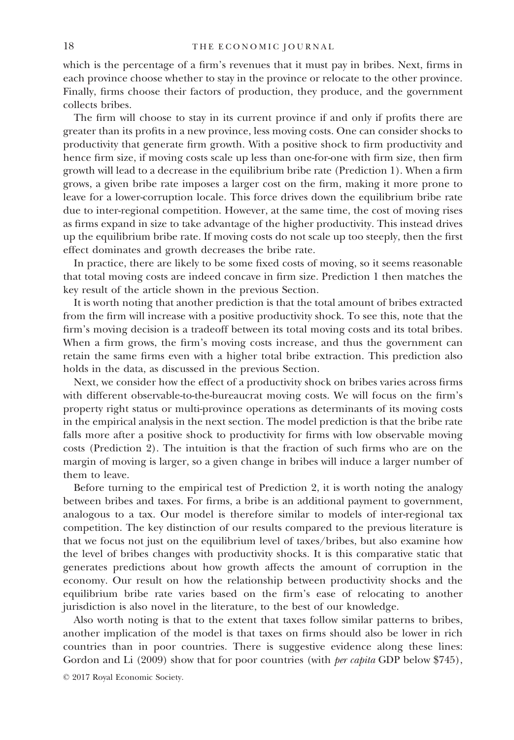which is the percentage of a firm's revenues that it must pay in bribes. Next, firms in each province choose whether to stay in the province or relocate to the other province. Finally, firms choose their factors of production, they produce, and the government collects bribes.

The firm will choose to stay in its current province if and only if profits there are greater than its profits in a new province, less moving costs. One can consider shocks to productivity that generate firm growth. With a positive shock to firm productivity and hence firm size, if moving costs scale up less than one-for-one with firm size, then firm growth will lead to a decrease in the equilibrium bribe rate (Prediction 1). When a firm grows, a given bribe rate imposes a larger cost on the firm, making it more prone to leave for a lower-corruption locale. This force drives down the equilibrium bribe rate due to inter-regional competition. However, at the same time, the cost of moving rises as firms expand in size to take advantage of the higher productivity. This instead drives up the equilibrium bribe rate. If moving costs do not scale up too steeply, then the first effect dominates and growth decreases the bribe rate.

In practice, there are likely to be some fixed costs of moving, so it seems reasonable that total moving costs are indeed concave in firm size. Prediction 1 then matches the key result of the article shown in the previous Section.

It is worth noting that another prediction is that the total amount of bribes extracted from the firm will increase with a positive productivity shock. To see this, note that the firm's moving decision is a tradeoff between its total moving costs and its total bribes. When a firm grows, the firm's moving costs increase, and thus the government can retain the same firms even with a higher total bribe extraction. This prediction also holds in the data, as discussed in the previous Section.

Next, we consider how the effect of a productivity shock on bribes varies across firms with different observable-to-the-bureaucrat moving costs. We will focus on the firm's property right status or multi-province operations as determinants of its moving costs in the empirical analysis in the next section. The model prediction is that the bribe rate falls more after a positive shock to productivity for firms with low observable moving costs (Prediction 2). The intuition is that the fraction of such firms who are on the margin of moving is larger, so a given change in bribes will induce a larger number of them to leave.

Before turning to the empirical test of Prediction 2, it is worth noting the analogy between bribes and taxes. For firms, a bribe is an additional payment to government, analogous to a tax. Our model is therefore similar to models of inter-regional tax competition. The key distinction of our results compared to the previous literature is that we focus not just on the equilibrium level of taxes/bribes, but also examine how the level of bribes changes with productivity shocks. It is this comparative static that generates predictions about how growth affects the amount of corruption in the economy. Our result on how the relationship between productivity shocks and the equilibrium bribe rate varies based on the firm's ease of relocating to another jurisdiction is also novel in the literature, to the best of our knowledge.

Also worth noting is that to the extent that taxes follow similar patterns to bribes, another implication of the model is that taxes on firms should also be lower in rich countries than in poor countries. There is suggestive evidence along these lines: Gordon and Li (2009) show that for poor countries (with *per capita* GDP below \$745),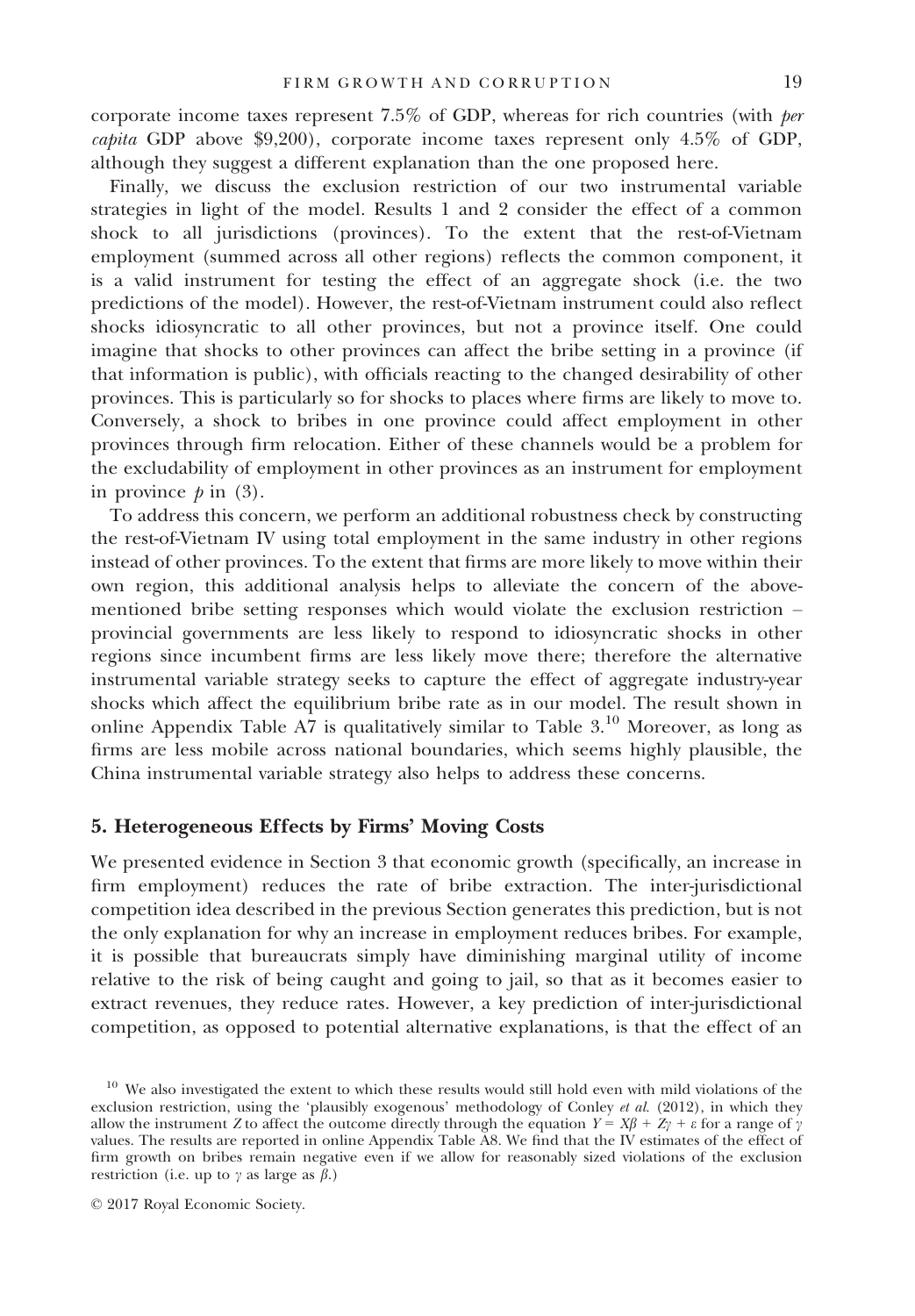corporate income taxes represent 7.5% of GDP, whereas for rich countries (with *per capita* GDP above \$9,200), corporate income taxes represent only 4.5% of GDP, although they suggest a different explanation than the one proposed here.

Finally, we discuss the exclusion restriction of our two instrumental variable strategies in light of the model. Results 1 and 2 consider the effect of a common shock to all jurisdictions (provinces). To the extent that the rest-of-Vietnam employment (summed across all other regions) reflects the common component, it is a valid instrument for testing the effect of an aggregate shock (i.e. the two predictions of the model). However, the rest-of-Vietnam instrument could also reflect shocks idiosyncratic to all other provinces, but not a province itself. One could imagine that shocks to other provinces can affect the bribe setting in a province (if that information is public), with officials reacting to the changed desirability of other provinces. This is particularly so for shocks to places where firms are likely to move to. Conversely, a shock to bribes in one province could affect employment in other provinces through firm relocation. Either of these channels would be a problem for the excludability of employment in other provinces as an instrument for employment in province $p$ in (3).

To address this concern, we perform an additional robustness check by constructing the rest-of-Vietnam IV using total employment in the same industry in other regions instead of other provinces. To the extent that firms are more likely to move within their own region, this additional analysis helps to alleviate the concern of the above-mentioned bribe setting responses which would violate the exclusion restriction – provincial governments are less likely to respond to idiosyncratic shocks in other regions since incumbent firms are less likely move there; therefore the alternative instrumental variable strategy seeks to capture the effect of aggregate industry-year shocks which affect the equilibrium bribe rate as in our model. The result shown in online Appendix Table A7 is qualitatively similar to Table 3.[10] Moreover, as long as firms are less mobile across national boundaries, which seems highly plausible, the China instrumental variable strategy also helps to address these concerns.

## 5. Heterogeneous Effects by Firms' Moving Costs

We presented evidence in Section 3 that economic growth (specifically, an increase in firm employment) reduces the rate of bribe extraction. The inter-jurisdictional competition idea described in the previous Section generates this prediction, but is not the only explanation for why an increase in employment reduces bribes. For example, it is possible that bureaucrats simply have diminishing marginal utility of income relative to the risk of being caught and going to jail, so that as it becomes easier to extract revenues, they reduce rates. However, a key prediction of inter-jurisdictional competition, as opposed to potential alternative explanations, is that the effect of an

[10] We also investigated the extent to which these results would still hold even with mild violations of the exclusion restriction, using the 'plausibly exogenous' methodology of Conley *et al.* (2012), in which they allow the instrument $Z$ to affect the outcome directly through the equation $Y = X\beta + Z\gamma + \varepsilon$ for a range of $\gamma$ values. The results are reported in online Appendix Table A8. We find that the IV estimates of the effect of firm growth on bribes remain negative even if we allow for reasonably sized violations of the exclusion restriction (i.e. up to $\gamma$ as large as $\beta$.)

© 2017 Royal Economic Society.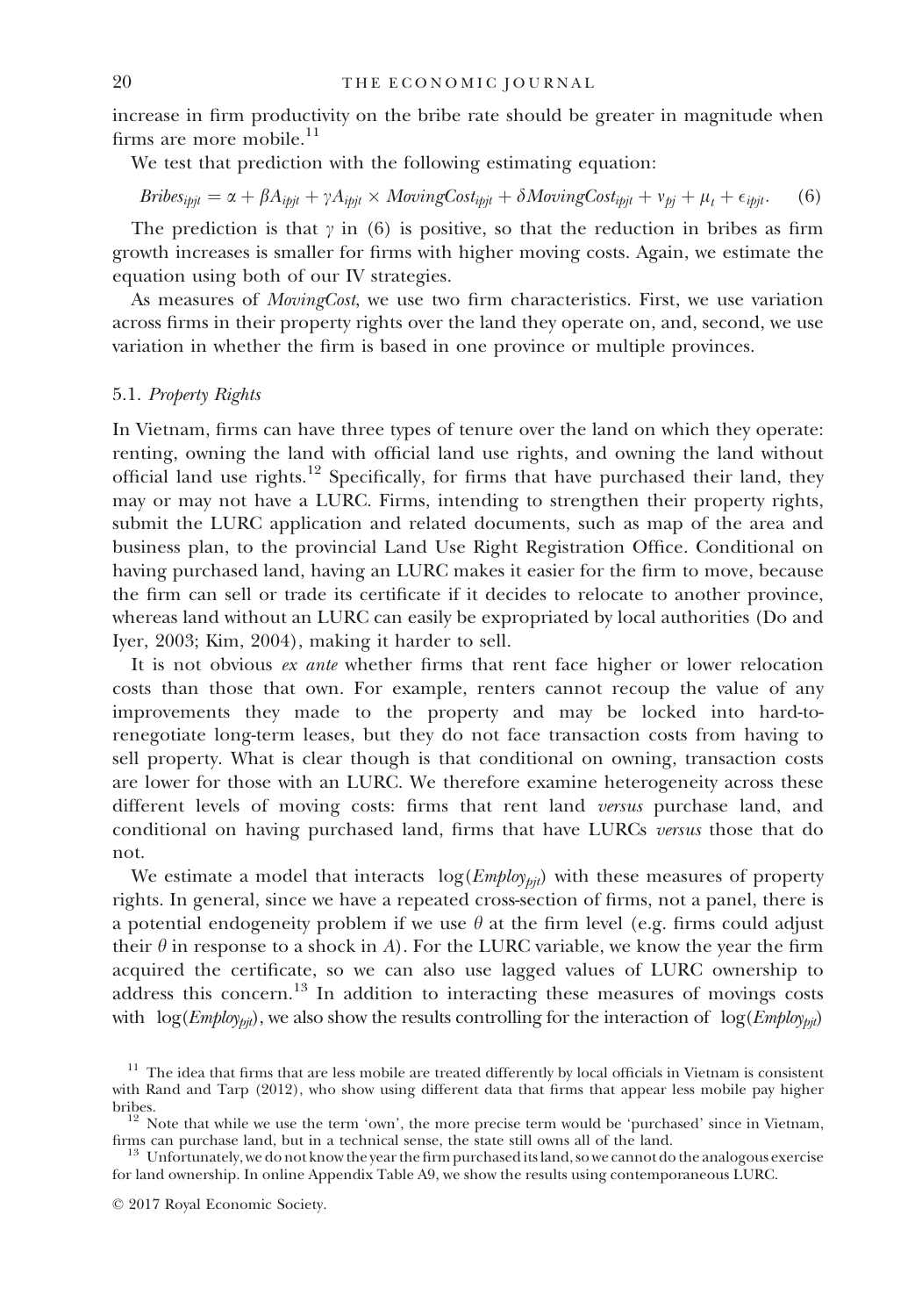increase in firm productivity on the bribe rate should be greater in magnitude when firms are more mobile.[11]

We test that prediction with the following estimating equation:

$$Bribes_{ipjt} = \alpha + \beta A_{ipjt} + \gamma A_{ipjt} \times MovingCost_{ipjt} + \delta MovingCost_{ipjt} + \nu_{pj} + \mu_t + \epsilon_{ipjt}. \quad (6)$$

The prediction is that $\gamma$ in (6) is positive, so that the reduction in bribes as firm growth increases is smaller for firms with higher moving costs. Again, we estimate the equation using both of our IV strategies.

As measures of *MovingCost*, we use two firm characteristics. First, we use variation across firms in their property rights over the land they operate on, and, second, we use variation in whether the firm is based in one province or multiple provinces.

### 5.1. *Property Rights*

In Vietnam, firms can have three types of tenure over the land on which they operate: renting, owning the land with official land use rights, and owning the land without official land use rights.[12] Specifically, for firms that have purchased their land, they may or may not have a LURC. Firms, intending to strengthen their property rights, submit the LURC application and related documents, such as map of the area and business plan, to the provincial Land Use Right Registration Office. Conditional on having purchased land, having an LURC makes it easier for the firm to move, because the firm can sell or trade its certificate if it decides to relocate to another province, whereas land without an LURC can easily be expropriated by local authorities (Do and Iyer, 2003; Kim, 2004), making it harder to sell.

It is not obvious *ex ante* whether firms that rent face higher or lower relocation costs than those that own. For example, renters cannot recoup the value of any improvements they made to the property and may be locked into hard-to-renegotiate long-term leases, but they do not face transaction costs from having to sell property. What is clear though is that conditional on owning, transaction costs are lower for those with an LURC. We therefore examine heterogeneity across these different levels of moving costs: firms that rent land *versus* purchase land, and conditional on having purchased land, firms that have LURCs *versus* those that do not.

We estimate a model that interacts $\log(Employ_{pjt})$ with these measures of property rights. In general, since we have a repeated cross-section of firms, not a panel, there is a potential endogeneity problem if we use $\theta$ at the firm level (e.g. firms could adjust their $\theta$ in response to a shock in $A$). For the LURC variable, we know the year the firm acquired the certificate, so we can also use lagged values of LURC ownership to address this concern.[13] In addition to interacting these measures of movings costs with $\log(Employ_{pjt})$, we also show the results controlling for the interaction of $\log(Employ_{pjt})$

---

[11] The idea that firms that are less mobile are treated differently by local officials in Vietnam is consistent with Rand and Tarp (2012), who show using different data that firms that appear less mobile pay higher bribes.

[12] Note that while we use the term 'own', the more precise term would be 'purchased' since in Vietnam, firms can purchase land, but in a technical sense, the state still owns all of the land.

[13] Unfortunately, we do not know the year the firm purchased its land, so we cannot do the analogous exercise for land ownership. In online Appendix Table A9, we show the results using contemporaneous LURC.

© 2017 Royal Economic Society.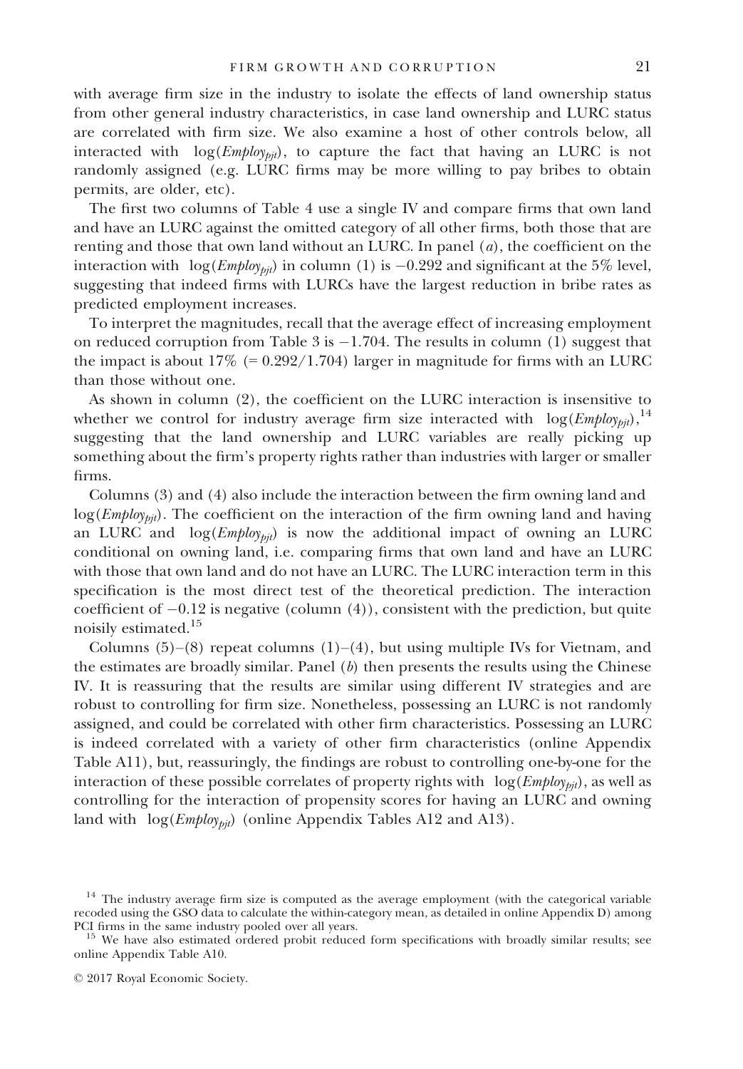with average firm size in the industry to isolate the effects of land ownership status from other general industry characteristics, in case land ownership and LURC status are correlated with firm size. We also examine a host of other controls below, all interacted with $\log(Employ_{pjt})$, to capture the fact that having an LURC is not randomly assigned (e.g. LURC firms may be more willing to pay bribes to obtain permits, are older, etc).

The first two columns of Table 4 use a single IV and compare firms that own land and have an LURC against the omitted category of all other firms, both those that are renting and those that own land without an LURC. In panel (*a*), the coefficient on the interaction with $\log(Employ_{pjt})$ in column (1) is $-0.292$ and significant at the 5% level, suggesting that indeed firms with LURCs have the largest reduction in bribe rates as predicted employment increases.

To interpret the magnitudes, recall that the average effect of increasing employment on reduced corruption from Table 3 is $-1.704$. The results in column (1) suggest that the impact is about 17% (= 0.292/1.704) larger in magnitude for firms with an LURC than those without one.

As shown in column (2), the coefficient on the LURC interaction is insensitive to whether we control for industry average firm size interacted with $\log(Employ_{pjt})$,[14] suggesting that the land ownership and LURC variables are really picking up something about the firm's property rights rather than industries with larger or smaller firms.

Columns (3) and (4) also include the interaction between the firm owning land and $\log(Employ_{pjt})$. The coefficient on the interaction of the firm owning land and having an LURC and $\log(Employ_{pjt})$ is now the additional impact of owning an LURC conditional on owning land, i.e. comparing firms that own land and have an LURC with those that own land and do not have an LURC. The LURC interaction term in this specification is the most direct test of the theoretical prediction. The interaction coefficient of $-0.12$ is negative (column (4)), consistent with the prediction, but quite noisily estimated.[15]

Columns (5)–(8) repeat columns (1)–(4), but using multiple IVs for Vietnam, and the estimates are broadly similar. Panel (*b*) then presents the results using the Chinese IV. It is reassuring that the results are similar using different IV strategies and are robust to controlling for firm size. Nonetheless, possessing an LURC is not randomly assigned, and could be correlated with other firm characteristics. Possessing an LURC is indeed correlated with a variety of other firm characteristics (online Appendix Table A11), but, reassuringly, the findings are robust to controlling one-by-one for the interaction of these possible correlates of property rights with $\log(Employ_{pjt})$, as well as controlling for the interaction of propensity scores for having an LURC and owning land with $\log(Employ_{pjt})$ (online Appendix Tables A12 and A13).

---

[14] The industry average firm size is computed as the average employment (with the categorical variable recoded using the GSO data to calculate the within-category mean, as detailed in online Appendix D) among PCI firms in the same industry pooled over all years.

[15] We have also estimated ordered probit reduced form specifications with broadly similar results; see online Appendix Table A10.

© 2017 Royal Economic Society.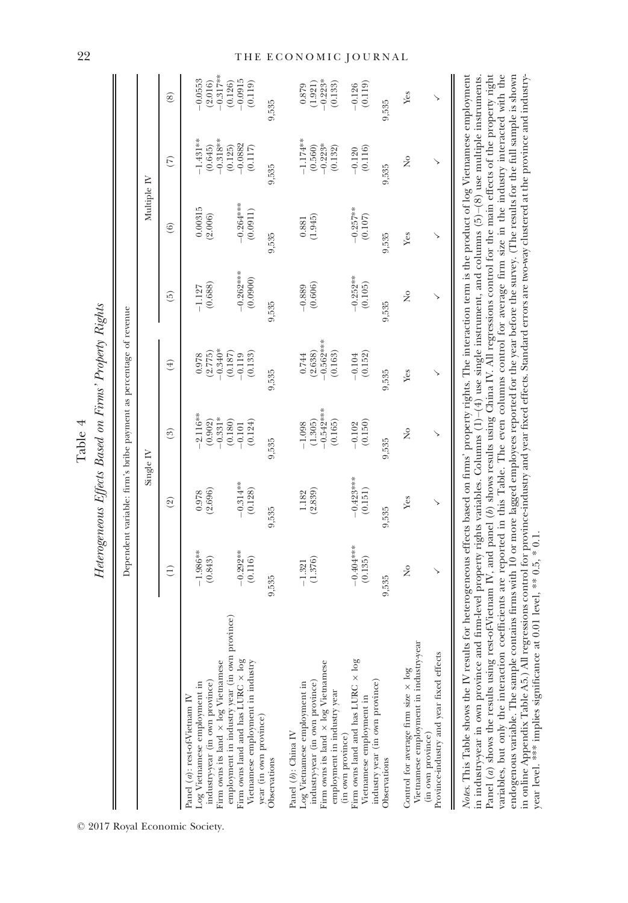Table 4
*Heterogeneous Effects Based on Firms' Property Rights*

| | Dependent variable: firm's bribe payment as percentage of revenue | | | | | | | |
|---|---|---|---|---|---|---|---|---|
| | Single IV | | | | Multiple IV | | | |
| | (1) | (2) | (3) | (4) | (5) | (6) | (7) | (8) |
| Panel (*a*): rest-of-Vietnam IV | | | | | | | | |
| Log Vietnamese employment in industry-year (in own province) | −1.986** | 0.978 | −2.116** | 0.978 | −1.127 | 0.00315 | −1.431** | −0.0553 |
| | (0.843) | (2.696) | (0.902) | (2.775) | (0.688) | (2.006) | (0.645) | (2.016) |
| Firm owns its land × log Vietnamese employment in industry year (in own province) | | | −0.331* | −0.340* | | | −0.318** | −0.317** |
| | | | (0.180) | (0.187) | | | (0.125) | (0.126) |
| Firm owns land and has LURC × log Vietnamese employment in industry year (in own province) | −0.292** | −0.314** | −0.101 | −0.119 | −0.262*** | −0.264*** | −0.0882 | −0.0915 |
| | (0.116) | (0.128) | (0.124) | (0.133) | (0.0900) | (0.0911) | (0.117) | (0.119) |
| Observations | 9,535 | 9,535 | 9,535 | 9,535 | 9,535 | 9,535 | 9,535 | 9,535 |
| Panel (*b*): China IV | | | | | | | | |
| Log Vietnamese employment in industry-year (in own province) | −1.321 | 1.182 | −1.098 | 0.744 | −0.889 | 0.881 | −1.174** | 0.879 |
| | (1.376) | (2.839) | (1.305) | (2.638) | (0.606) | (1.945) | (0.560) | (1.921) |
| Firm owns its land × log Vietnamese employment in industry year (in own province) | | | −0.542*** | −0.562*** | | | −0.223* | −0.223* |
| | | | (0.165) | (0.163) | | | (0.132) | (0.133) |
| Firm owns land and has LURC × log Vietnamese employment in industry year (in own province) | −0.404*** | −0.423*** | −0.102 | −0.104 | −0.252** | −0.257** | −0.120 | −0.126 |
| | (0.135) | (0.151) | (0.150) | (0.152) | (0.105) | (0.107) | (0.116) | (0.119) |
| Observations | 9,535 | 9,535 | 9,535 | 9,535 | 9,535 | 9,535 | 9,535 | 9,535 |
| Control for average firm size × log Vietnamese employment in industry-year (in own province) | No | Yes | No | Yes | No | Yes | No | Yes |
| Province-industry and year fixed effects | ✓ | ✓ | ✓ | ✓ | ✓ | ✓ | ✓ | ✓ |

*Notes.* This Table shows the IV results for heterogeneous effects based on firms' property rights. The interaction term is the product of log Vietnamese employment in industry-year in own province and firm-level property rights variables. Columns (1)–(4) use single instrument, and columns (5)–(8) use multiple instruments. Panel (*a*) shows the results using rest-of-Vietnam IV, and panel (*b*) shows results using China IV. All regressions control for the main effects of the property right variables, but only the interaction coefficients are reported in this Table. The even columns control for average firm size in the industry interacted with the endogenous variable. The sample contains firms with 10 or more lagged employees reported for the year before the survey. (The results for the full sample is shown in online Appendix Table A5.) All regressions control for province-industry and year fixed effects. Standard errors are two-way clustered at the province and industry-year level. *** implies significance at 0.01 level, ** 0.5, * 0.1.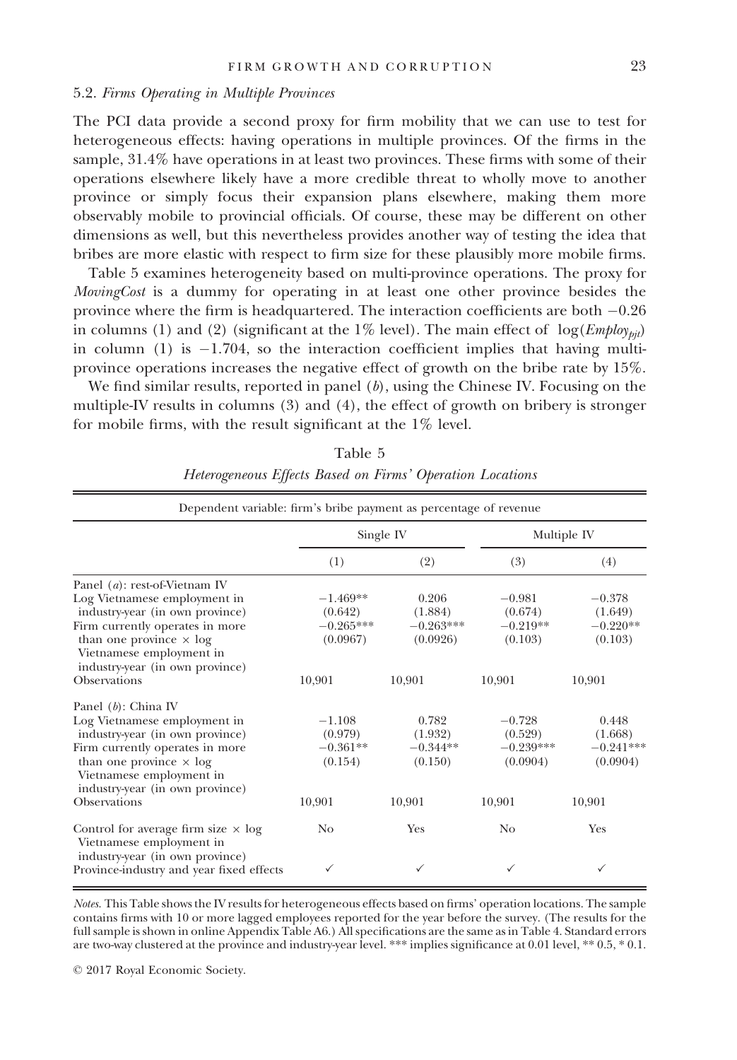### 5.2. *Firms Operating in Multiple Provinces*

The PCI data provide a second proxy for firm mobility that we can use to test for heterogeneous effects: having operations in multiple provinces. Of the firms in the sample, 31.4% have operations in at least two provinces. These firms with some of their operations elsewhere likely have a more credible threat to wholly move to another province or simply focus their expansion plans elsewhere, making them more observably mobile to provincial officials. Of course, these may be different on other dimensions as well, but this nevertheless provides another way of testing the idea that bribes are more elastic with respect to firm size for these plausibly more mobile firms.

Table 5 examines heterogeneity based on multi-province operations. The proxy for *MovingCost* is a dummy for operating in at least one other province besides the province where the firm is headquartered. The interaction coefficients are both −0.26 in columns (1) and (2) (significant at the 1% level). The main effect of $\log(Employ_{pjt})$ in column (1) is −1.704, so the interaction coefficient implies that having multi-province operations increases the negative effect of growth on the bribe rate by 15%.

We find similar results, reported in panel (*b*), using the Chinese IV. Focusing on the multiple-IV results in columns (3) and (4), the effect of growth on bribery is stronger for mobile firms, with the result significant at the 1% level.

Table 5

*Heterogeneous Effects Based on Firms' Operation Locations*

| Dependent variable: firm's bribe payment as percentage of revenue | Single IV | | Multiple IV | |
|---|---|---|---|---|
| | (1) | (2) | (3) | (4) |
| Panel (*a*): rest-of-Vietnam IV | | | | |
| Log Vietnamese employment in industry-year (in own province) | −1.469** | 0.206 | −0.981 | −0.378 |
| | (0.642) | (1.884) | (0.674) | (1.649) |
| Firm currently operates in more than one province × log Vietnamese employment in industry-year (in own province) | −0.265*** | −0.263*** | −0.219** | −0.220** |
| | (0.0967) | (0.0926) | (0.103) | (0.103) |
| Observations | 10,901 | 10,901 | 10,901 | 10,901 |
| Panel (*b*): China IV | | | | |
| Log Vietnamese employment in industry-year (in own province) | −1.108 | 0.782 | −0.728 | 0.448 |
| | (0.979) | (1.932) | (0.529) | (1.668) |
| Firm currently operates in more than one province × log Vietnamese employment in industry-year (in own province) | −0.361** | −0.344** | −0.239*** | −0.241*** |
| | (0.154) | (0.150) | (0.0904) | (0.0904) |
| Observations | 10,901 | 10,901 | 10,901 | 10,901 |
| Control for average firm size × log Vietnamese employment in industry-year (in own province) | No | Yes | No | Yes |
| Province-industry and year fixed effects | ✓ | ✓ | ✓ | ✓ |

*Notes.* This Table shows the IV results for heterogeneous effects based on firms' operation locations. The sample contains firms with 10 or more lagged employees reported for the year before the survey. (The results for the full sample is shown in online Appendix Table A6.) All specifications are the same as in Table 4. Standard errors are two-way clustered at the province and industry-year level. *** implies significance at 0.01 level, ** 0.5, * 0.1.

© 2017 Royal Economic Society.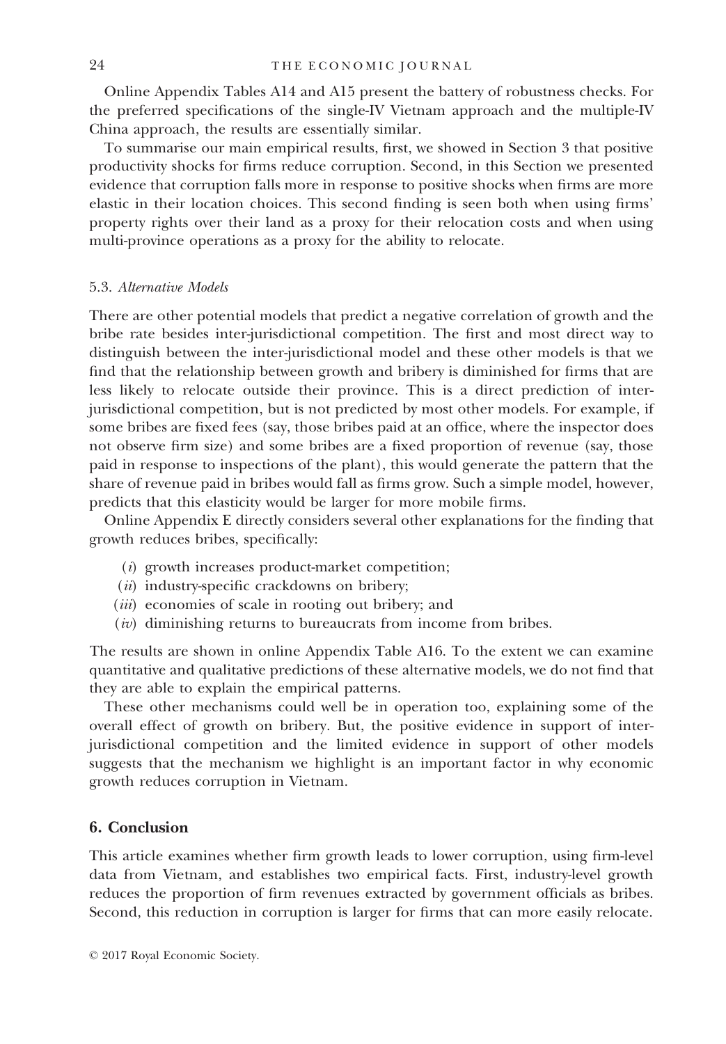Online Appendix Tables A14 and A15 present the battery of robustness checks. For the preferred specifications of the single-IV Vietnam approach and the multiple-IV China approach, the results are essentially similar.

To summarise our main empirical results, first, we showed in Section 3 that positive productivity shocks for firms reduce corruption. Second, in this Section we presented evidence that corruption falls more in response to positive shocks when firms are more elastic in their location choices. This second finding is seen both when using firms' property rights over their land as a proxy for their relocation costs and when using multi-province operations as a proxy for the ability to relocate.

### 5.3. *Alternative Models*

There are other potential models that predict a negative correlation of growth and the bribe rate besides inter-jurisdictional competition. The first and most direct way to distinguish between the inter-jurisdictional model and these other models is that we find that the relationship between growth and bribery is diminished for firms that are less likely to relocate outside their province. This is a direct prediction of inter-jurisdictional competition, but is not predicted by most other models. For example, if some bribes are fixed fees (say, those bribes paid at an office, where the inspector does not observe firm size) and some bribes are a fixed proportion of revenue (say, those paid in response to inspections of the plant), this would generate the pattern that the share of revenue paid in bribes would fall as firms grow. Such a simple model, however, predicts that this elasticity would be larger for more mobile firms.

Online Appendix E directly considers several other explanations for the finding that growth reduces bribes, specifically:

(*i*) growth increases product-market competition;
(*ii*) industry-specific crackdowns on bribery;
(*iii*) economies of scale in rooting out bribery; and
(*iv*) diminishing returns to bureaucrats from income from bribes.

The results are shown in online Appendix Table A16. To the extent we can examine quantitative and qualitative predictions of these alternative models, we do not find that they are able to explain the empirical patterns.

These other mechanisms could well be in operation too, explaining some of the overall effect of growth on bribery. But, the positive evidence in support of inter-jurisdictional competition and the limited evidence in support of other models suggests that the mechanism we highlight is an important factor in why economic growth reduces corruption in Vietnam.

## 6. Conclusion

This article examines whether firm growth leads to lower corruption, using firm-level data from Vietnam, and establishes two empirical facts. First, industry-level growth reduces the proportion of firm revenues extracted by government officials as bribes. Second, this reduction in corruption is larger for firms that can more easily relocate.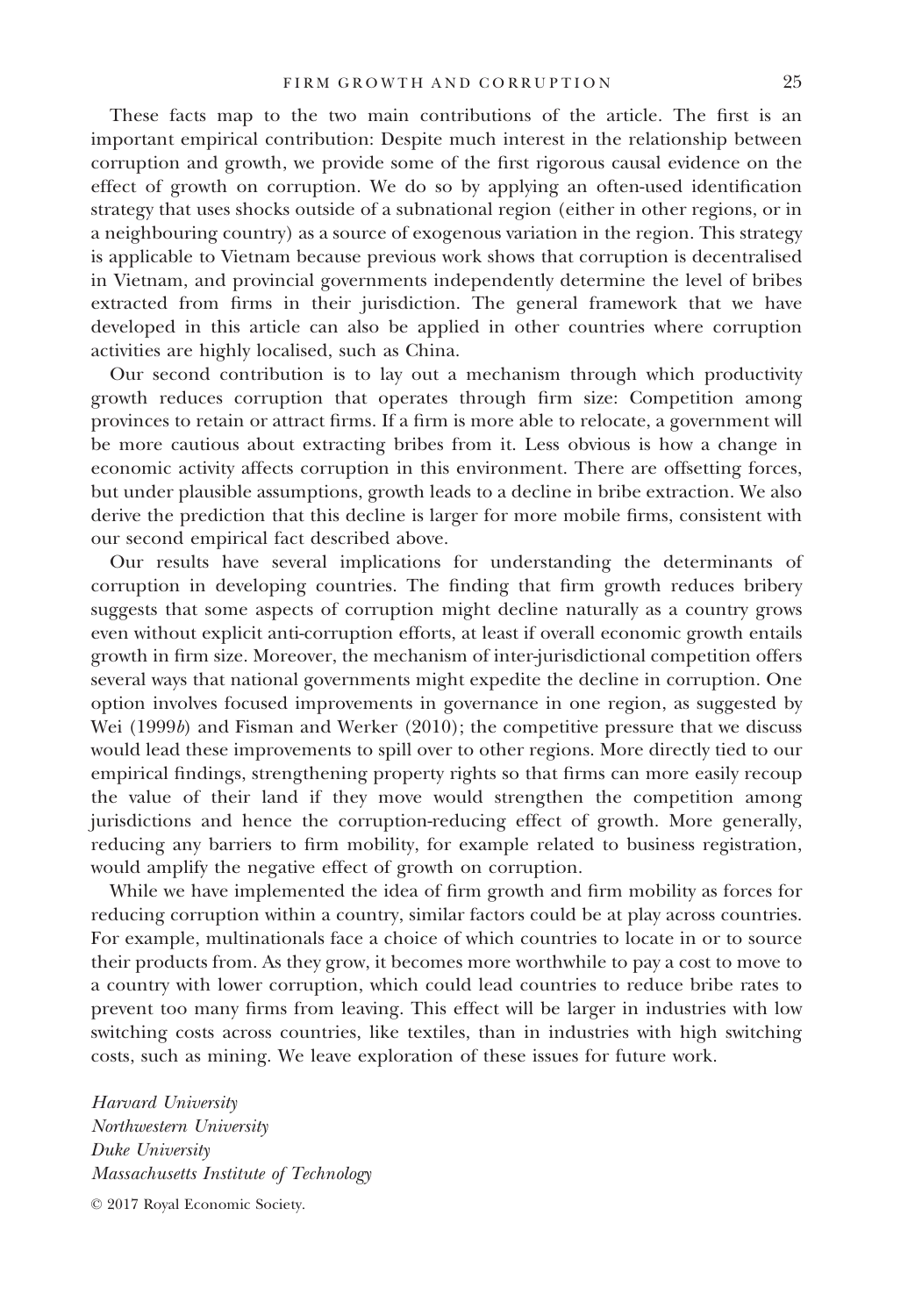These facts map to the two main contributions of the article. The first is an important empirical contribution: Despite much interest in the relationship between corruption and growth, we provide some of the first rigorous causal evidence on the effect of growth on corruption. We do so by applying an often-used identification strategy that uses shocks outside of a subnational region (either in other regions, or in a neighbouring country) as a source of exogenous variation in the region. This strategy is applicable to Vietnam because previous work shows that corruption is decentralised in Vietnam, and provincial governments independently determine the level of bribes extracted from firms in their jurisdiction. The general framework that we have developed in this article can also be applied in other countries where corruption activities are highly localised, such as China.

Our second contribution is to lay out a mechanism through which productivity growth reduces corruption that operates through firm size: Competition among provinces to retain or attract firms. If a firm is more able to relocate, a government will be more cautious about extracting bribes from it. Less obvious is how a change in economic activity affects corruption in this environment. There are offsetting forces, but under plausible assumptions, growth leads to a decline in bribe extraction. We also derive the prediction that this decline is larger for more mobile firms, consistent with our second empirical fact described above.

Our results have several implications for understanding the determinants of corruption in developing countries. The finding that firm growth reduces bribery suggests that some aspects of corruption might decline naturally as a country grows even without explicit anti-corruption efforts, at least if overall economic growth entails growth in firm size. Moreover, the mechanism of inter-jurisdictional competition offers several ways that national governments might expedite the decline in corruption. One option involves focused improvements in governance in one region, as suggested by Wei (1999*b*) and Fisman and Werker (2010); the competitive pressure that we discuss would lead these improvements to spill over to other regions. More directly tied to our empirical findings, strengthening property rights so that firms can more easily recoup the value of their land if they move would strengthen the competition among jurisdictions and hence the corruption-reducing effect of growth. More generally, reducing any barriers to firm mobility, for example related to business registration, would amplify the negative effect of growth on corruption.

While we have implemented the idea of firm growth and firm mobility as forces for reducing corruption within a country, similar factors could be at play across countries. For example, multinationals face a choice of which countries to locate in or to source their products from. As they grow, it becomes more worthwhile to pay a cost to move to a country with lower corruption, which could lead countries to reduce bribe rates to prevent too many firms from leaving. This effect will be larger in industries with low switching costs across countries, like textiles, than in industries with high switching costs, such as mining. We leave exploration of these issues for future work.

*Harvard University*
*Northwestern University*
*Duke University*
*Massachusetts Institute of Technology*

© 2017 Royal Economic Society.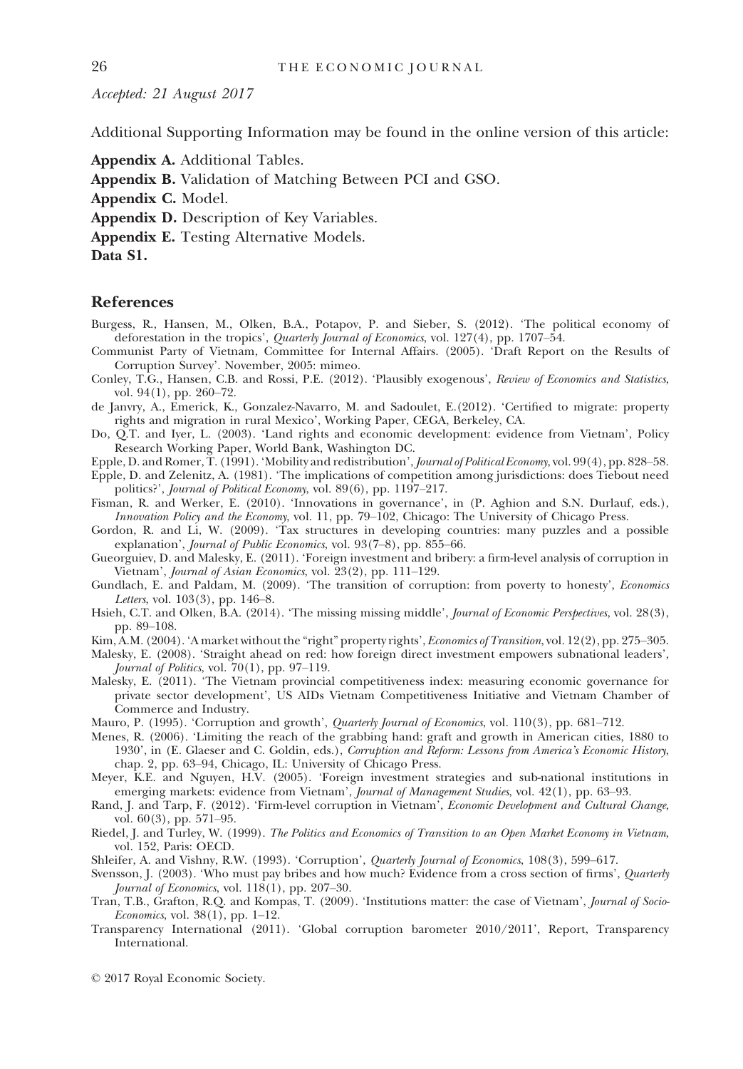*Accepted: 21 August 2017*

Additional Supporting Information may be found in the online version of this article:

**Appendix A.** Additional Tables.

**Appendix B.** Validation of Matching Between PCI and GSO.

**Appendix C.** Model.

**Appendix D.** Description of Key Variables.

**Appendix E.** Testing Alternative Models.

**Data S1.**

## References

Burgess, R., Hansen, M., Olken, B.A., Potapov, P. and Sieber, S. (2012). 'The political economy of deforestation in the tropics', *Quarterly Journal of Economics*, vol. 127(4), pp. 1707–54.

Communist Party of Vietnam, Committee for Internal Affairs. (2005). 'Draft Report on the Results of Corruption Survey'. November, 2005: mimeo.

Conley, T.G., Hansen, C.B. and Rossi, P.E. (2012). 'Plausibly exogenous', *Review of Economics and Statistics*, vol. 94(1), pp. 260–72.

de Janvry, A., Emerick, K., Gonzalez-Navarro, M. and Sadoulet, E.(2012). 'Certified to migrate: property rights and migration in rural Mexico', Working Paper, CEGA, Berkeley, CA.

Do, Q.T. and Iyer, L. (2003). 'Land rights and economic development: evidence from Vietnam', Policy Research Working Paper, World Bank, Washington DC.

Epple, D. and Romer, T. (1991). 'Mobility and redistribution', *Journal of Political Economy*, vol. 99(4), pp. 828–58.

Epple, D. and Zelenitz, A. (1981). 'The implications of competition among jurisdictions: does Tiebout need politics?', *Journal of Political Economy*, vol. 89(6), pp. 1197–217.

Fisman, R. and Werker, E. (2010). 'Innovations in governance', in (P. Aghion and S.N. Durlauf, eds.), *Innovation Policy and the Economy*, vol. 11, pp. 79–102, Chicago: The University of Chicago Press.

Gordon, R. and Li, W. (2009). 'Tax structures in developing countries: many puzzles and a possible explanation', *Journal of Public Economics*, vol. 93(7–8), pp. 855–66.

Gueorguiev, D. and Malesky, E. (2011). 'Foreign investment and bribery: a firm-level analysis of corruption in Vietnam', *Journal of Asian Economics*, vol. 23(2), pp. 111–129.

Gundlach, E. and Paldam, M. (2009). 'The transition of corruption: from poverty to honesty', *Economics Letters*, vol. 103(3), pp. 146–8.

Hsieh, C.T. and Olken, B.A. (2014). 'The missing missing middle', *Journal of Economic Perspectives*, vol. 28(3), pp. 89–108.

Kim, A.M. (2004). 'A market without the "right" property rights', *Economics of Transition*, vol. 12(2), pp. 275–305.

Malesky, E. (2008). 'Straight ahead on red: how foreign direct investment empowers subnational leaders', *Journal of Politics*, vol. 70(1), pp. 97–119.

Malesky, E. (2011). 'The Vietnam provincial competitiveness index: measuring economic governance for private sector development', US AIDs Vietnam Competitiveness Initiative and Vietnam Chamber of Commerce and Industry.

Mauro, P. (1995). 'Corruption and growth', *Quarterly Journal of Economics*, vol. 110(3), pp. 681–712.

Menes, R. (2006). 'Limiting the reach of the grabbing hand: graft and growth in American cities, 1880 to 1930', in (E. Glaeser and C. Goldin, eds.), *Corruption and Reform: Lessons from America's Economic History*, chap. 2, pp. 63–94, Chicago, IL: University of Chicago Press.

Meyer, K.E. and Nguyen, H.V. (2005). 'Foreign investment strategies and sub-national institutions in emerging markets: evidence from Vietnam', *Journal of Management Studies*, vol. 42(1), pp. 63–93.

Rand, J. and Tarp, F. (2012). 'Firm-level corruption in Vietnam', *Economic Development and Cultural Change*, vol. 60(3), pp. 571–95.

Riedel, J. and Turley, W. (1999). *The Politics and Economics of Transition to an Open Market Economy in Vietnam*, vol. 152, Paris: OECD.

Shleifer, A. and Vishny, R.W. (1993). 'Corruption', *Quarterly Journal of Economics*, 108(3), 599–617.

Svensson, J. (2003). 'Who must pay bribes and how much? Evidence from a cross section of firms', *Quarterly Journal of Economics*, vol. 118(1), pp. 207–30.

Tran, T.B., Grafton, R.Q. and Kompas, T. (2009). 'Institutions matter: the case of Vietnam', *Journal of Socio-Economics*, vol. 38(1), pp. 1–12.

Transparency International (2011). 'Global corruption barometer 2010/2011', Report, Transparency International.

© 2017 Royal Economic Society.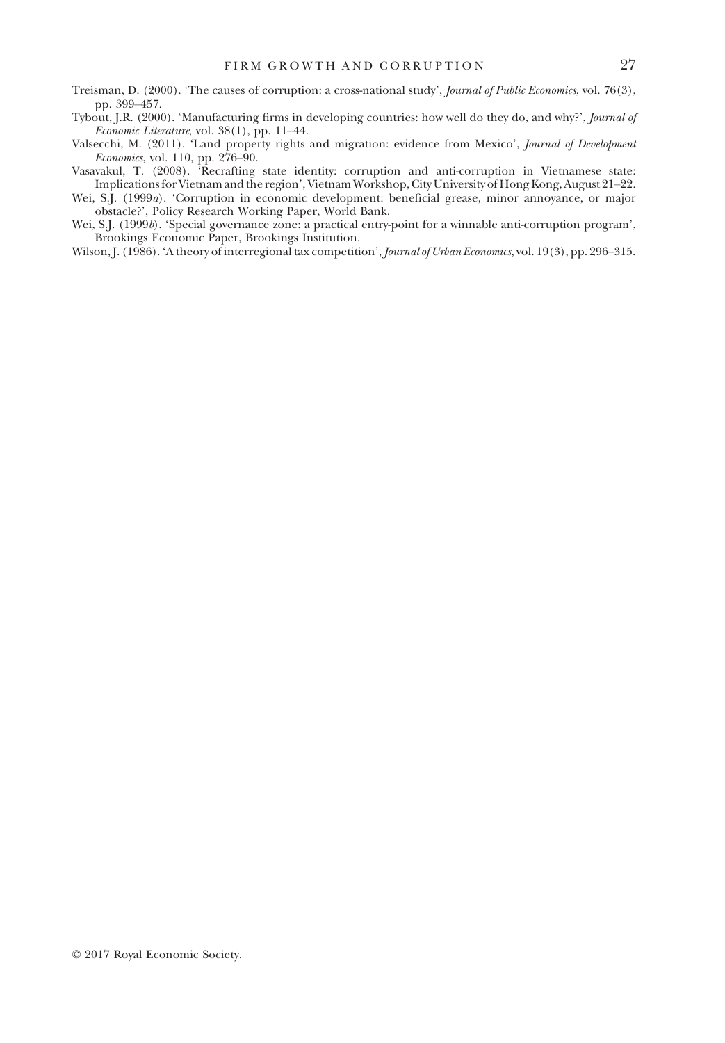Treisman, D. (2000). 'The causes of corruption: a cross-national study', *Journal of Public Economics*, vol. 76(3), pp. 399–457.

Tybout, J.R. (2000). 'Manufacturing firms in developing countries: how well do they do, and why?', *Journal of Economic Literature*, vol. 38(1), pp. 11–44.

Valsecchi, M. (2011). 'Land property rights and migration: evidence from Mexico', *Journal of Development Economics*, vol. 110, pp. 276–90.

Vasavakul, T. (2008). 'Recrafting state identity: corruption and anti-corruption in Vietnamese state: Implications for Vietnam and the region', Vietnam Workshop, City University of Hong Kong, August 21–22.

Wei, S.J. (1999*a*). 'Corruption in economic development: beneficial grease, minor annoyance, or major obstacle?', Policy Research Working Paper, World Bank.

Wei, S.J. (1999*b*). 'Special governance zone: a practical entry-point for a winnable anti-corruption program', Brookings Economic Paper, Brookings Institution.

Wilson, J. (1986). 'A theory of interregional tax competition', *Journal of Urban Economics*, vol. 19(3), pp. 296–315.

© 2017 Royal Economic Society.